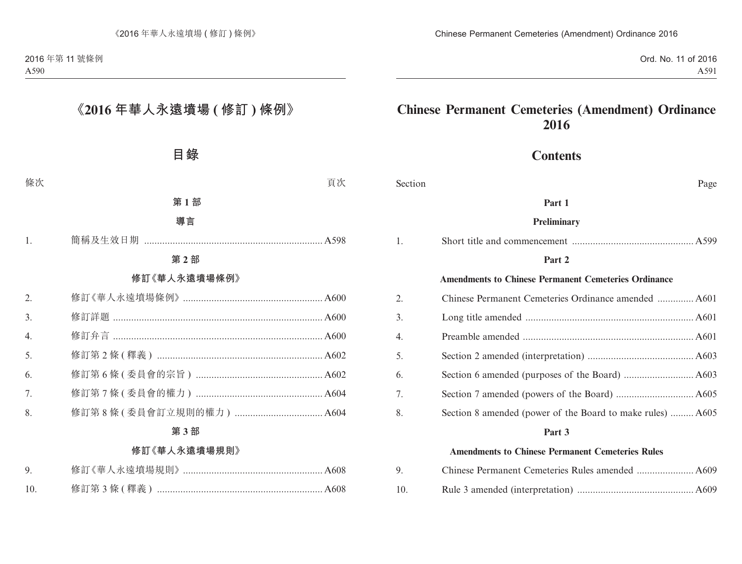# 《2016 年華人永遠墳場 (修訂) 條例》

## 目錄

| 條次 | | 頁次 |
|---|---|---|
| | **第 1 部** | |
| | **導言** | |
| 1. | 簡稱及生效日期 | A598 |
| | **第 2 部** | |
| | **修訂《華人永遠墳場條例》** | |
| 2. | 修訂《華人永遠墳場條例》 | A600 |
| 3. | 修訂詳題 | A600 |
| 4. | 修訂弁言 | A600 |
| 5. | 修訂第 2 條 (釋義) | A602 |
| 6. | 修訂第 6 條 (委員會的宗旨) | A602 |
| 7. | 修訂第 7 條 (委員會的權力) | A604 |
| 8. | 修訂第 8 條 (委員會訂立規則的權力) | A604 |
| | **第 3 部** | |
| | **修訂《華人永遠墳場規則》** | |
| 9. | 修訂《華人永遠墳場規則》 | A608 |
| 10. | 修訂第 3 條 (釋義) | A608 |

# Chinese Permanent Cemeteries (Amendment) Ordinance 2016

## Contents

| Section | | Page |
|---|---|---|
| | **Part 1** | |
| | **Preliminary** | |
| 1. | Short title and commencement | A599 |
| | **Part 2** | |
| | **Amendments to Chinese Permanent Cemeteries Ordinance** | |
| 2. | Chinese Permanent Cemeteries Ordinance amended | A601 |
| 3. | Long title amended | A601 |
| 4. | Preamble amended | A601 |
| 5. | Section 2 amended (interpretation) | A603 |
| 6. | Section 6 amended (purposes of the Board) | A603 |
| 7. | Section 7 amended (powers of the Board) | A605 |
| 8. | Section 8 amended (power of the Board to make rules) | A605 |
| | **Part 3** | |
| | **Amendments to Chinese Permanent Cemeteries Rules** | |
| 9. | Chinese Permanent Cemeteries Rules amended | A609 |
| 10. | Rule 3 amended (interpretation) | A609 |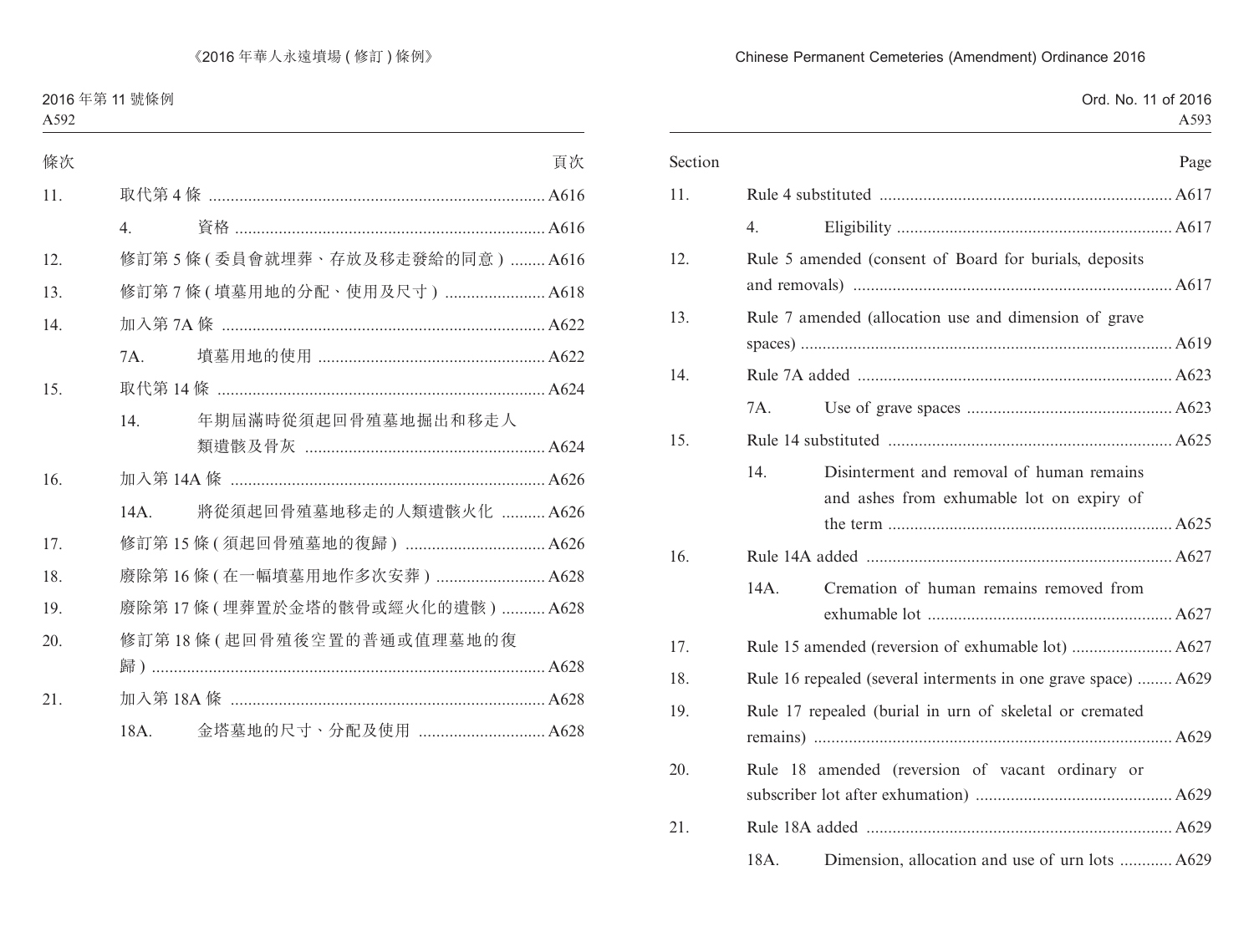| 條次 | | | 頁次 |
|---|---|---|---|
| 11. | 取代第 4 條 | | A616 |
| | 4. | 資格 | A616 |
| 12. | 修訂第 5 條 ( 委員會就埋葬、存放及移走發給的同意 ) | | A616 |
| 13. | 修訂第 7 條 ( 墳墓用地的分配、使用及尺寸 ) | | A618 |
| 14. | 加入第 7A 條 | | A622 |
| | 7A. | 墳墓用地的使用 | A622 |
| 15. | 取代第 14 條 | | A624 |
| | 14. | 年期屆滿時從須起回骨殖墓地掘出和移走人類遺骸及骨灰 | A624 |
| 16. | 加入第 14A 條 | | A626 |
| | 14A. | 將從須起回骨殖墓地移走的人類遺骸火化 | A626 |
| 17. | 修訂第 15 條 ( 須起回骨殖墓地的復歸 ) | | A626 |
| 18. | 廢除第 16 條 ( 在一幅墳墓用地作多次安葬 ) | | A628 |
| 19. | 廢除第 17 條 ( 埋葬置於金塔的骸骨或經火化的遺骸 ) | | A628 |
| 20. | 修訂第 18 條 ( 起回骨殖後空置的普通或值理墓地的復歸 ) | | A628 |
| 21. | 加入第 18A 條 | | A628 |
| | 18A. | 金塔墓地的尺寸、分配及使用 | A628 |

| Section | | | Page |
|---|---|---|---|
| 11. | Rule 4 substituted | | A617 |
| | 4. | Eligibility | A617 |
| 12. | Rule 5 amended (consent of Board for burials, deposits and removals) | | A617 |
| 13. | Rule 7 amended (allocation use and dimension of grave spaces) | | A619 |
| 14. | Rule 7A added | | A623 |
| | 7A. | Use of grave spaces | A623 |
| 15. | Rule 14 substituted | | A625 |
| | 14. | Disinterment and removal of human remains and ashes from exhumable lot on expiry of the term | A625 |
| 16. | Rule 14A added | | A627 |
| | 14A. | Cremation of human remains removed from exhumable lot | A627 |
| 17. | Rule 15 amended (reversion of exhumable lot) | | A627 |
| 18. | Rule 16 repealed (several interments in one grave space) | | A629 |
| 19. | Rule 17 repealed (burial in urn of skeletal or cremated remains) | | A629 |
| 20. | Rule 18 amended (reversion of vacant ordinary or subscriber lot after exhumation) | | A629 |
| 21. | Rule 18A added | | A629 |
| | 18A. | Dimension, allocation and use of urn lots | A629 |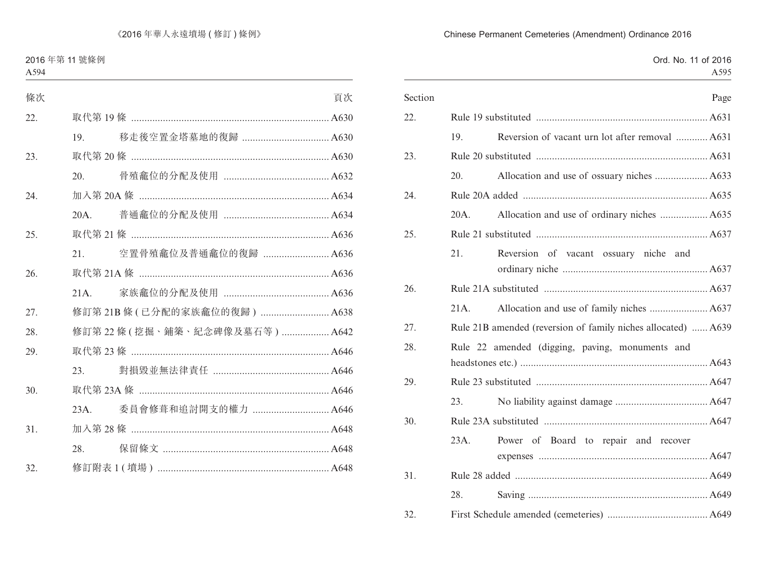| 條次 | | | 頁次 |
|---|---|---|---|
| 22. | 取代第 19 條 | | A630 |
| | 19. | 移走後空置金塔墓地的復歸 | A630 |
| 23. | 取代第 20 條 | | A630 |
| | 20. | 骨殖龕位的分配及使用 | A632 |
| 24. | 加入第 20A 條 | | A634 |
| | 20A. | 普通龕位的分配及使用 | A634 |
| 25. | 取代第 21 條 | | A636 |
| | 21. | 空置骨殖龕位及普通龕位的復歸 | A636 |
| 26. | 取代第 21A 條 | | A636 |
| | 21A. | 家族龕位的分配及使用 | A636 |
| 27. | 修訂第 21B 條 ( 已分配的家族龕位的復歸 ) | | A638 |
| 28. | 修訂第 22 條 ( 挖掘、鋪築、紀念碑像及墓石等 ) | | A642 |
| 29. | 取代第 23 條 | | A646 |
| | 23. | 對損毀並無法律責任 | A646 |
| 30. | 取代第 23A 條 | | A646 |
| | 23A. | 委員會修葺和追討開支的權力 | A646 |
| 31. | 加入第 28 條 | | A648 |
| | 28. | 保留條文 | A648 |
| 32. | 修訂附表 1 ( 墳場 ) | | A648 |

| Section | | | Page |
|---|---|---|---|
| 22. | Rule 19 substituted | | A631 |
| | 19. | Reversion of vacant urn lot after removal | A631 |
| 23. | Rule 20 substituted | | A631 |
| | 20. | Allocation and use of ossuary niches | A633 |
| 24. | Rule 20A added | | A635 |
| | 20A. | Allocation and use of ordinary niches | A635 |
| 25. | Rule 21 substituted | | A637 |
| | 21. | Reversion of vacant ossuary niche and ordinary niche | A637 |
| 26. | Rule 21A substituted | | A637 |
| | 21A. | Allocation and use of family niches | A637 |
| 27. | Rule 21B amended (reversion of family niches allocated) | | A639 |
| 28. | Rule 22 amended (digging, paving, monuments and headstones etc.) | | A643 |
| 29. | Rule 23 substituted | | A647 |
| | 23. | No liability against damage | A647 |
| 30. | Rule 23A substituted | | A647 |
| | 23A. | Power of Board to repair and recover expenses | A647 |
| 31. | Rule 28 added | | A649 |
| | 28. | Saving | A649 |
| 32. | First Schedule amended (cemeteries) | | A649 |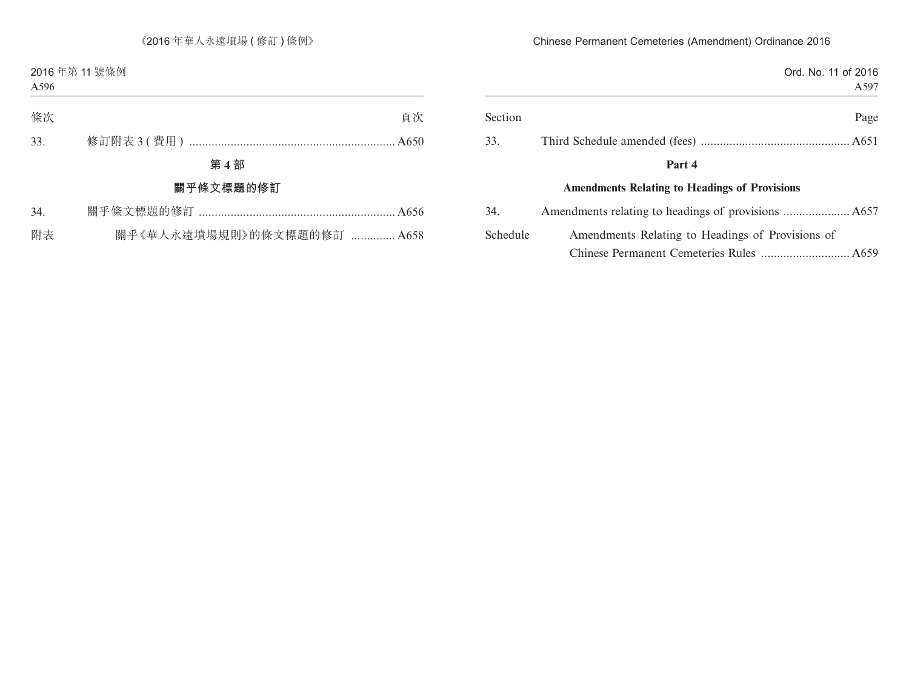| 條次 | | 頁次 |
|---|---|---|
| 33. | 修訂附表 3 ( 費用 ) | A650 |

**第 4 部**

**關乎條文標題的修訂**

| 條次 | | 頁次 |
|---|---|---|
| 34. | 關乎條文標題的修訂 | A656 |
| 附表 | 關乎《華人永遠墳場規則》的條文標題的修訂 | A658 |

| Section | | Page |
|---|---|---|
| 33. | Third Schedule amended (fees) | A651 |

**Part 4**

**Amendments Relating to Headings of Provisions**

| Section | | Page |
|---|---|---|
| 34. | Amendments relating to headings of provisions | A657 |
| Schedule | Amendments Relating to Headings of Provisions of Chinese Permanent Cemeteries Rules | A659 |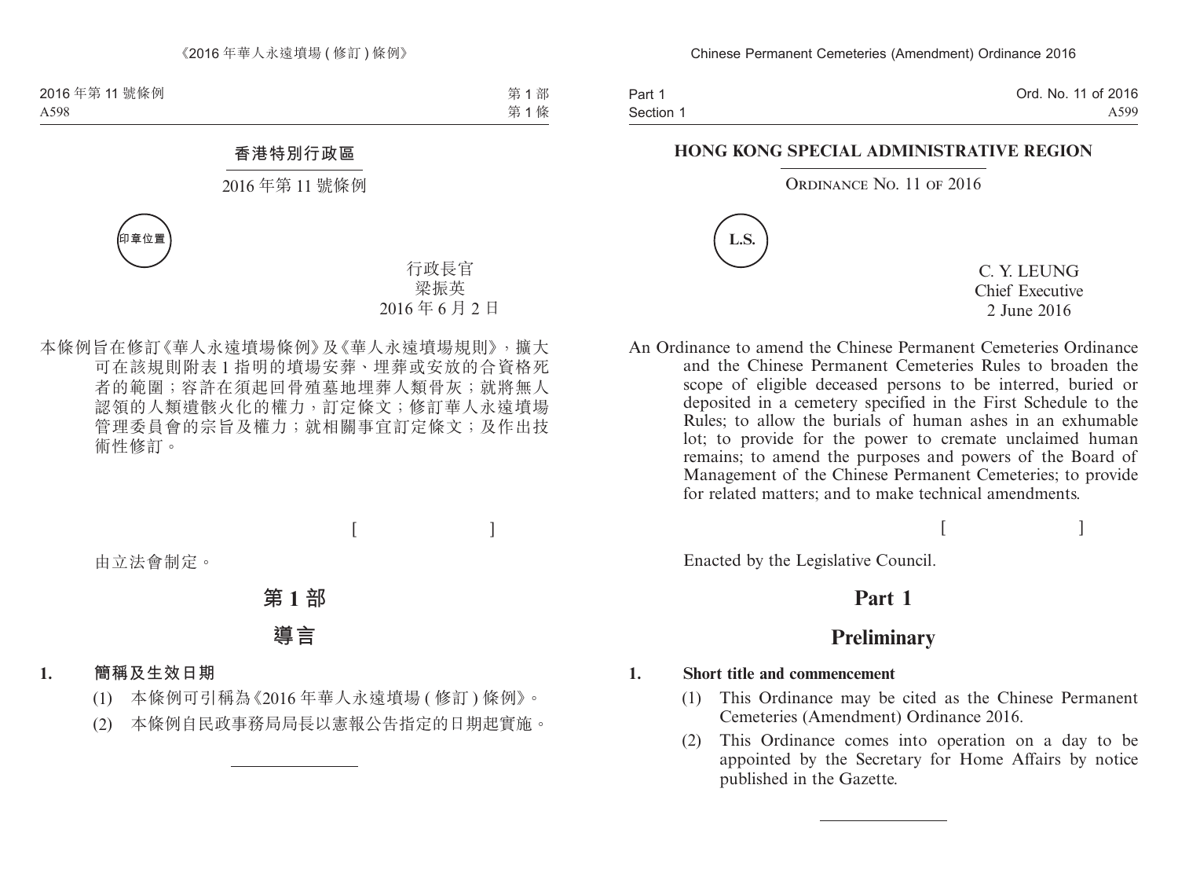## 香港特別行政區

2016 年第 11 號條例

印章位置

行政長官
梁振英
2016 年 6 月 2 日

本條例旨在修訂《華人永遠墳場條例》及《華人永遠墳場規則》，擴大可在該規則附表 1 指明的墳場安葬、埋葬或安放的合資格死者的範圍；容許在須起回骨殖墓地埋葬人類骨灰；就將無人認領的人類遺骸火化的權力，訂定條文；修訂華人永遠墳場管理委員會的宗旨及權力；就相關事宜訂定條文；及作出技術性修訂。

[ ]

由立法會制定。

# 第 1 部

# 導言

### 1. 簡稱及生效日期

(1) 本條例可引稱為《2016 年華人永遠墳場 ( 修訂 ) 條例》。

(2) 本條例自民政事務局局長以憲報公告指定的日期起實施。

---

## HONG KONG SPECIAL ADMINISTRATIVE REGION

ORDINANCE NO. 11 OF 2016

L.S.

C. Y. LEUNG
Chief Executive
2 June 2016

An Ordinance to amend the Chinese Permanent Cemeteries Ordinance and the Chinese Permanent Cemeteries Rules to broaden the scope of eligible deceased persons to be interred, buried or deposited in a cemetery specified in the First Schedule to the Rules; to allow the burials of human ashes in an exhumable lot; to provide for the power to cremate unclaimed human remains; to amend the purposes and powers of the Board of Management of the Chinese Permanent Cemeteries; to provide for related matters; and to make technical amendments.

[ ]

Enacted by the Legislative Council.

# Part 1

# Preliminary

### 1. Short title and commencement

(1) This Ordinance may be cited as the Chinese Permanent Cemeteries (Amendment) Ordinance 2016.

(2) This Ordinance comes into operation on a day to be appointed by the Secretary for Home Affairs by notice published in the Gazette.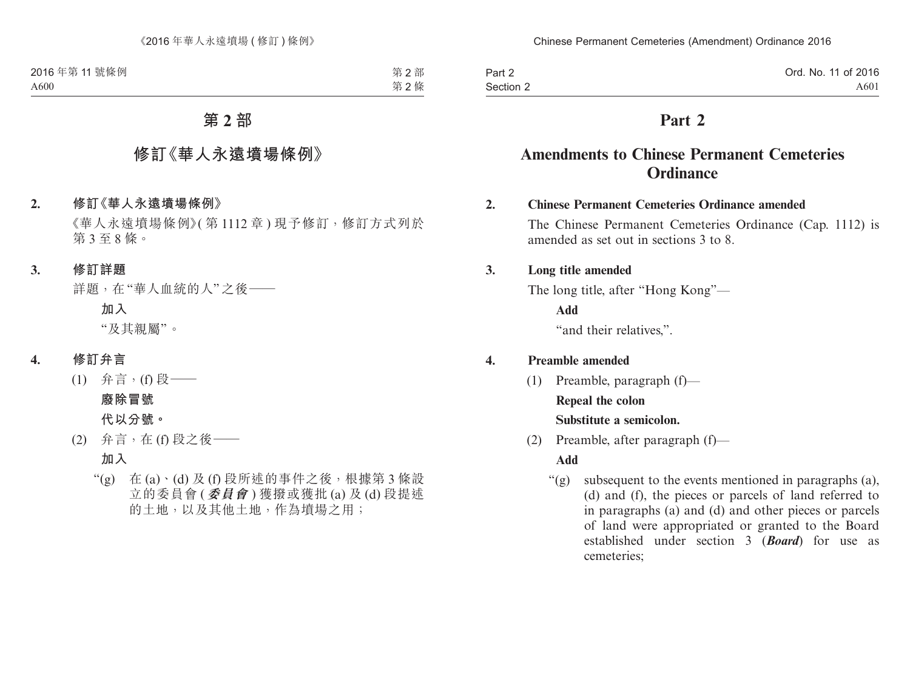# 第 2 部

## 修訂《華人永遠墳場條例》

**2. 修訂《華人永遠墳場條例》**

《華人永遠墳場條例》(第 1112 章) 現予修訂，修訂方式列於第 3 至 8 條。

**3. 修訂詳題**

詳題，在“華人血統的人”之後——

**加入**

“及其親屬”。

**4. 修訂弁言**

(1) 弁言，(f) 段——

**廢除冒號**

**代以分號。**

(2) 弁言，在 (f) 段之後——

**加入**

“(g) 在 (a)、(d) 及 (f) 段所述的事件之後，根據第 3 條設立的委員會 (***委員會***) 獲撥或獲批 (a) 及 (d) 段提述的土地，以及其他土地，作為墳場之用；

# Part 2

## Amendments to Chinese Permanent Cemeteries Ordinance

**2. Chinese Permanent Cemeteries Ordinance amended**

The Chinese Permanent Cemeteries Ordinance (Cap. 1112) is amended as set out in sections 3 to 8.

**3. Long title amended**

The long title, after “Hong Kong”—

**Add**

“and their relatives,”.

**4. Preamble amended**

(1) Preamble, paragraph (f)—

**Repeal the colon**

**Substitute a semicolon.**

(2) Preamble, after paragraph (f)—

**Add**

“(g) subsequent to the events mentioned in paragraphs (a), (d) and (f), the pieces or parcels of land referred to in paragraphs (a) and (d) and other pieces or parcels of land were appropriated or granted to the Board established under section 3 (***Board***) for use as cemeteries;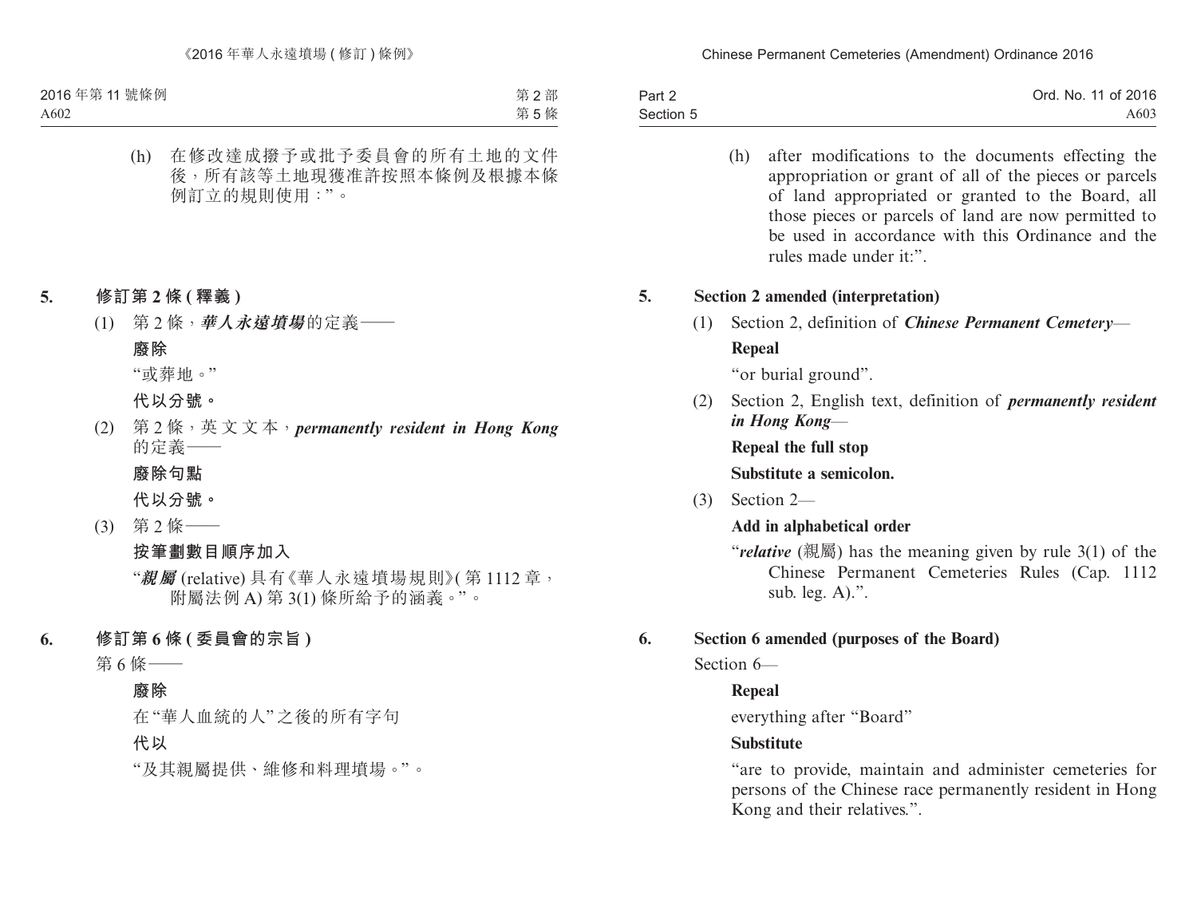(h) 在修改達成撥予或批予委員會的所有土地的文件後，所有該等土地現獲准許按照本條例及根據本條例訂立的規則使用：”。

**5. 修訂第 2 條 (釋義)**

(1) 第 2 條，***華人永遠墳場***的定義——

**廢除**

“或葬地。”

**代以分號。**

(2) 第 2 條，英文文本，***permanently resident in Hong Kong*** 的定義——

**廢除句點**

**代以分號。**

(3) 第 2 條——

**按筆劃數目順序加入**

“***親屬*** (relative) 具有《華人永遠墳場規則》( 第 1112 章，附屬法例 A) 第 3(1) 條所給予的涵義。”。

**6. 修訂第 6 條 (委員會的宗旨)**

第 6 條——

**廢除**

在“華人血統的人”之後的所有字句

**代以**

“及其親屬提供、維修和料理墳場。”。

(h) after modifications to the documents effecting the appropriation or grant of all of the pieces or parcels of land appropriated or granted to the Board, all those pieces or parcels of land are now permitted to be used in accordance with this Ordinance and the rules made under it:”.

**5. Section 2 amended (interpretation)**

(1) Section 2, definition of ***Chinese Permanent Cemetery***—

**Repeal**

“or burial ground”.

(2) Section 2, English text, definition of ***permanently resident in Hong Kong***—

**Repeal the full stop**

**Substitute a semicolon.**

(3) Section 2—

**Add in alphabetical order**

“***relative*** (親屬) has the meaning given by rule 3(1) of the Chinese Permanent Cemeteries Rules (Cap. 1112 sub. leg. A).”.

**6. Section 6 amended (purposes of the Board)**

Section 6—

**Repeal**

everything after “Board”

**Substitute**

“are to provide, maintain and administer cemeteries for persons of the Chinese race permanently resident in Hong Kong and their relatives.”.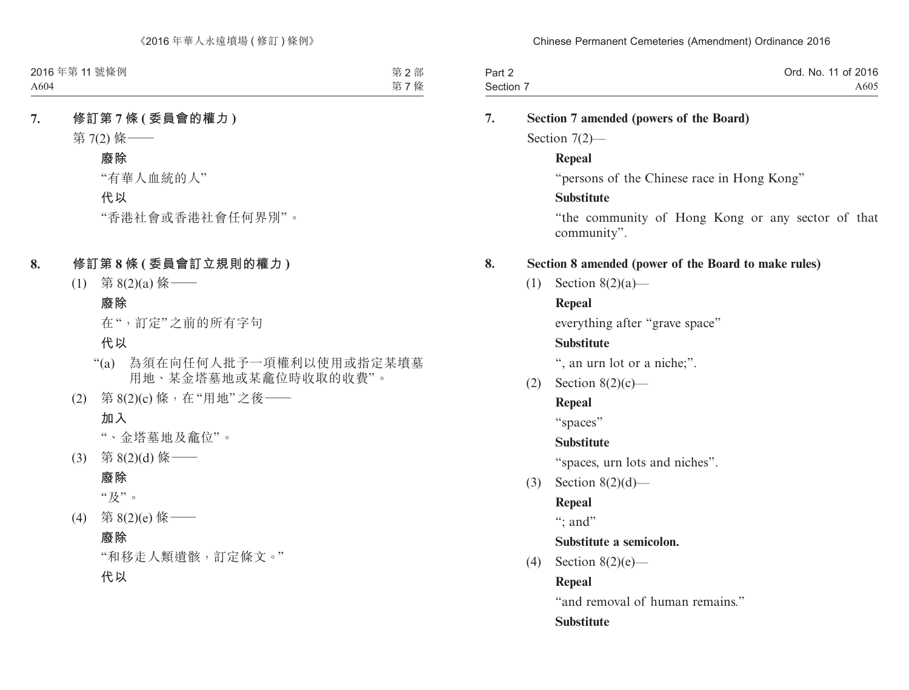**7. 修訂第 7 條 (委員會的權力)**

第 7(2) 條——

**廢除**

“有華人血統的人”

**代以**

“香港社會或香港社會任何界別”。

**8. 修訂第 8 條 (委員會訂立規則的權力)**

(1) 第 8(2)(a) 條——

**廢除**

在“，訂定”之前的所有字句

**代以**

“(a) 為須在向任何人批予一項權利以使用或指定某墳墓用地、某金塔墓地或某龕位時收取的收費”。

(2) 第 8(2)(c) 條，在“用地”之後——

**加入**

“、金塔墓地及龕位”。

(3) 第 8(2)(d) 條——

**廢除**

“及”。

(4) 第 8(2)(e) 條——

**廢除**

“和移走人類遺骸，訂定條文。”

**代以**

**7. Section 7 amended (powers of the Board)**

Section 7(2)—

**Repeal**

“persons of the Chinese race in Hong Kong”

**Substitute**

“the community of Hong Kong or any sector of that community”.

**8. Section 8 amended (power of the Board to make rules)**

(1) Section 8(2)(a)—

**Repeal**

everything after “grave space”

**Substitute**

“, an urn lot or a niche;”.

(2) Section 8(2)(c)—

**Repeal**

“spaces”

**Substitute**

“spaces, urn lots and niches”.

(3) Section 8(2)(d)—

**Repeal**

“; and”

**Substitute a semicolon.**

(4) Section 8(2)(e)—

**Repeal**

“and removal of human remains.”

**Substitute**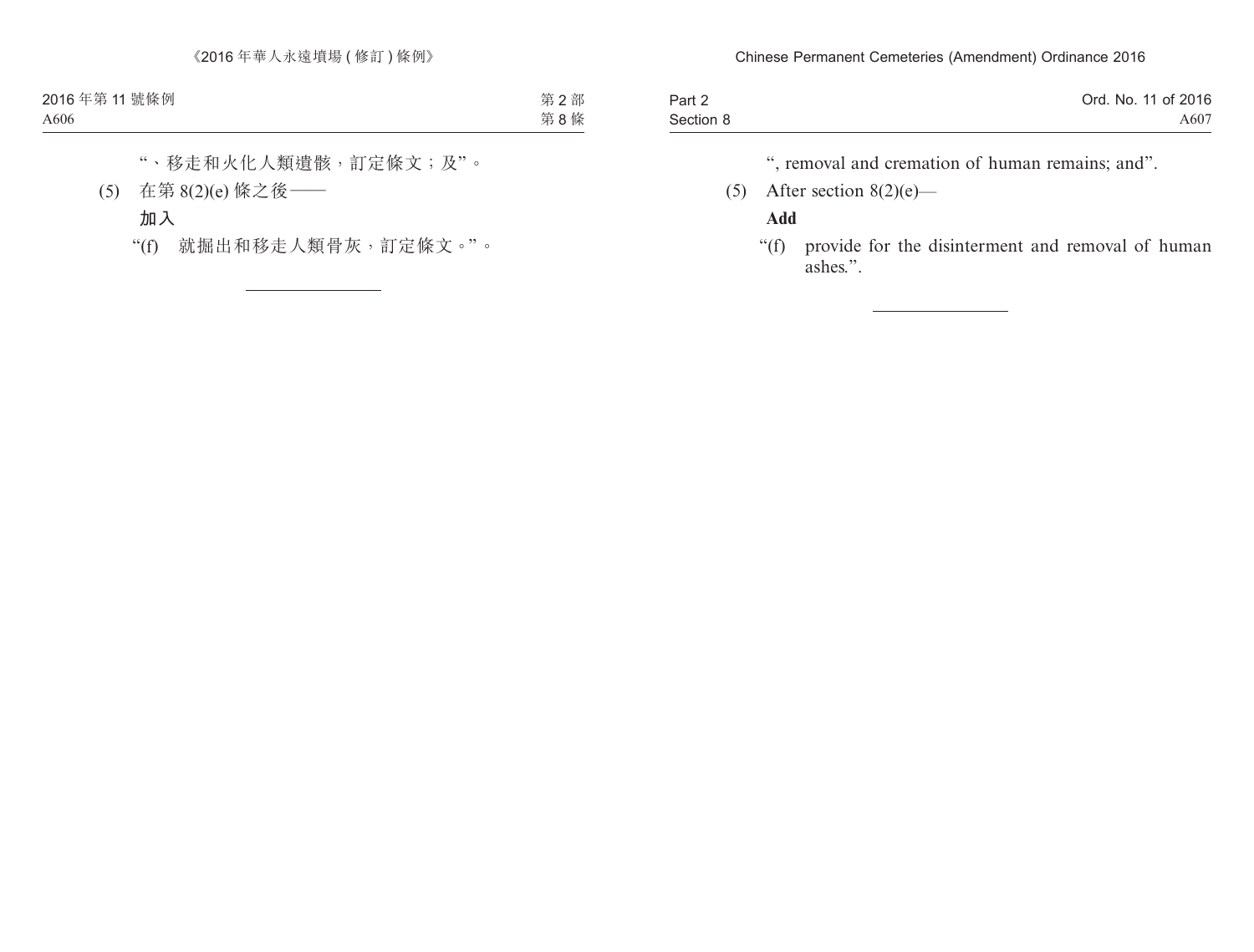"、移走和火化人類遺骸，訂定條文；及"。

(5) 在第 8(2)(e) 條之後——

**加入**

"(f) 就掘出和移走人類骨灰，訂定條文。"。

---

", removal and cremation of human remains; and".

(5) After section 8(2)(e)—

**Add**

"(f) provide for the disinterment and removal of human ashes.".

---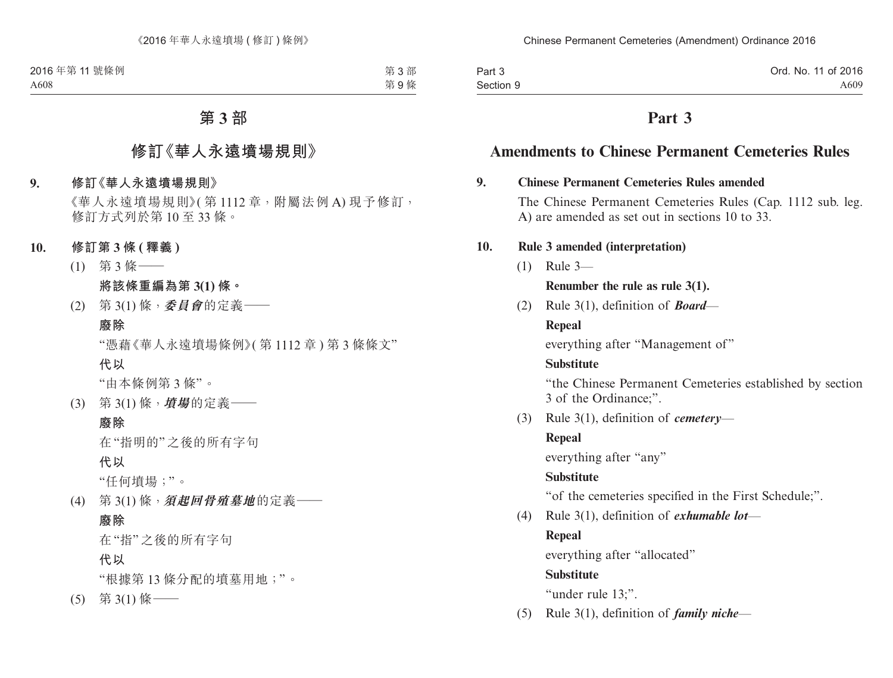# 第 3 部

## 修訂《華人永遠墳場規則》

**9. 修訂《華人永遠墳場規則》**

《華人永遠墳場規則》(第 1112 章，附屬法例 A) 現予修訂，修訂方式列於第 10 至 33 條。

**10. 修訂第 3 條 (釋義)**

(1) 第 3 條——

**將該條重編為第 3(1) 條。**

(2) 第 3(1) 條，***委員會***的定義——

**廢除**

"憑藉《華人永遠墳場條例》(第 1112 章) 第 3 條條文"

**代以**

"由本條例第 3 條"。

(3) 第 3(1) 條，***墳場***的定義——

**廢除**

在"指明的"之後的所有字句

**代以**

"任何墳場；"。

(4) 第 3(1) 條，***須起回骨殖墓地***的定義——

**廢除**

在"指"之後的所有字句

**代以**

"根據第 13 條分配的墳墓用地；"。

(5) 第 3(1) 條——

# Part 3

## Amendments to Chinese Permanent Cemeteries Rules

**9. Chinese Permanent Cemeteries Rules amended**

The Chinese Permanent Cemeteries Rules (Cap. 1112 sub. leg. A) are amended as set out in sections 10 to 33.

**10. Rule 3 amended (interpretation)**

(1) Rule 3—

**Renumber the rule as rule 3(1).**

(2) Rule 3(1), definition of ***Board***—

**Repeal**

everything after "Management of"

**Substitute**

"the Chinese Permanent Cemeteries established by section 3 of the Ordinance;".

(3) Rule 3(1), definition of ***cemetery***—

**Repeal**

everything after "any"

**Substitute**

"of the cemeteries specified in the First Schedule;".

(4) Rule 3(1), definition of ***exhumable lot***—

**Repeal**

everything after "allocated"

**Substitute**

"under rule 13;".

(5) Rule 3(1), definition of ***family niche***—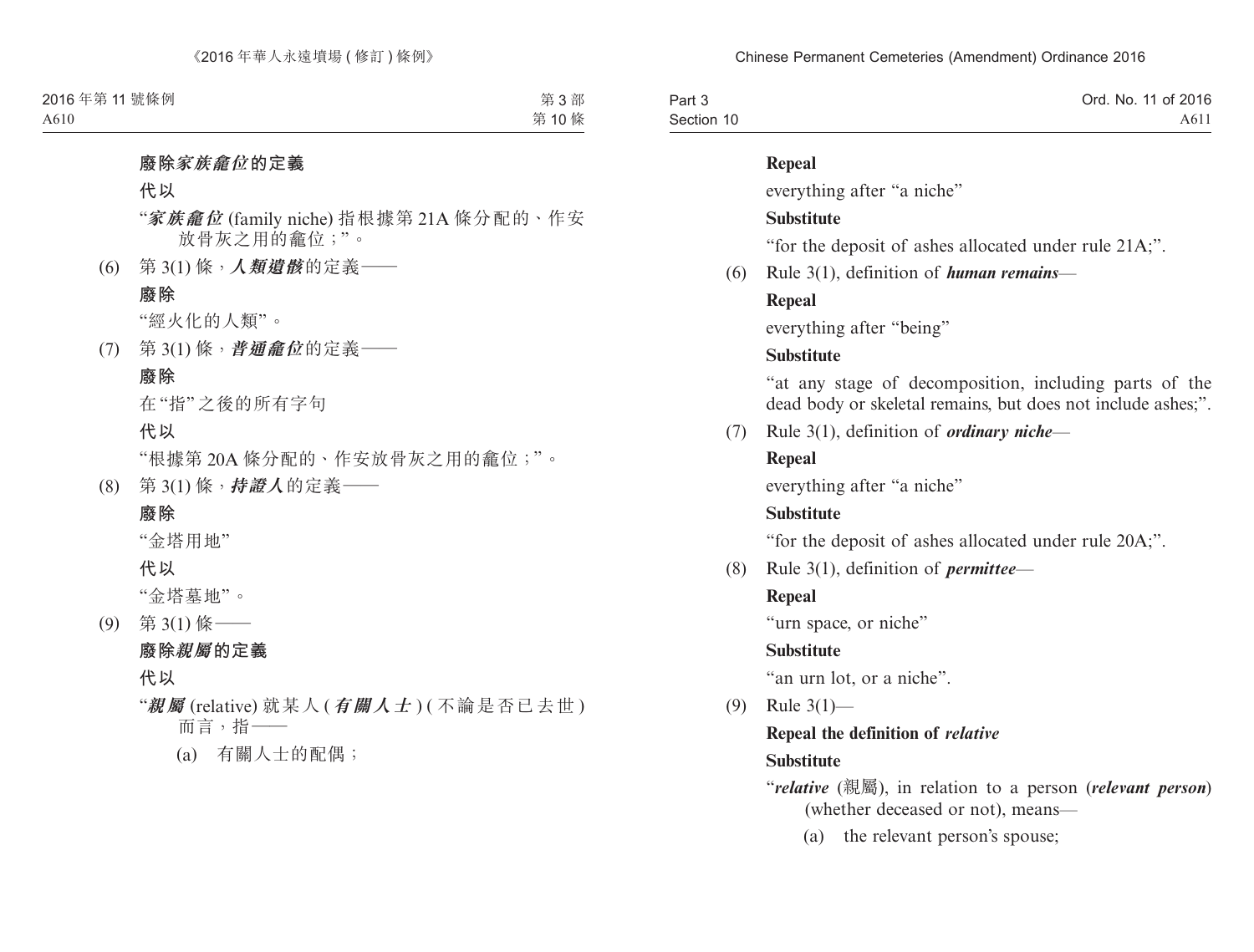廢除***家族龕位***的定義

代以

“***家族龕位*** (family niche) 指根據第 21A 條分配的、作安放骨灰之用的龕位；”。

(6) 第 3(1) 條，***人類遺骸***的定義——

廢除

“經火化的人類”。

(7) 第 3(1) 條，***普通龕位***的定義——

廢除

在“指”之後的所有字句

代以

“根據第 20A 條分配的、作安放骨灰之用的龕位；”。

(8) 第 3(1) 條，***持證人***的定義——

廢除

“金塔用地”

代以

“金塔墓地”。

(9) 第 3(1) 條——

廢除***親屬***的定義

代以

“***親屬*** (relative) 就某人 (***有關人士***) (不論是否已去世) 而言，指——

(a) 有關人士的配偶；

**Repeal**

everything after “a niche”

**Substitute**

“for the deposit of ashes allocated under rule 21A;”.

(6) Rule 3(1), definition of ***human remains***—

**Repeal**

everything after “being”

**Substitute**

“at any stage of decomposition, including parts of the dead body or skeletal remains, but does not include ashes;”.

(7) Rule 3(1), definition of ***ordinary niche***—

**Repeal**

everything after “a niche”

**Substitute**

“for the deposit of ashes allocated under rule 20A;”.

(8) Rule 3(1), definition of ***permittee***—

**Repeal**

“urn space, or niche”

**Substitute**

“an urn lot, or a niche”.

(9) Rule 3(1)—

**Repeal the definition of *relative***

**Substitute**

“***relative*** (親屬), in relation to a person (***relevant person***) (whether deceased or not), means—

(a) the relevant person’s spouse;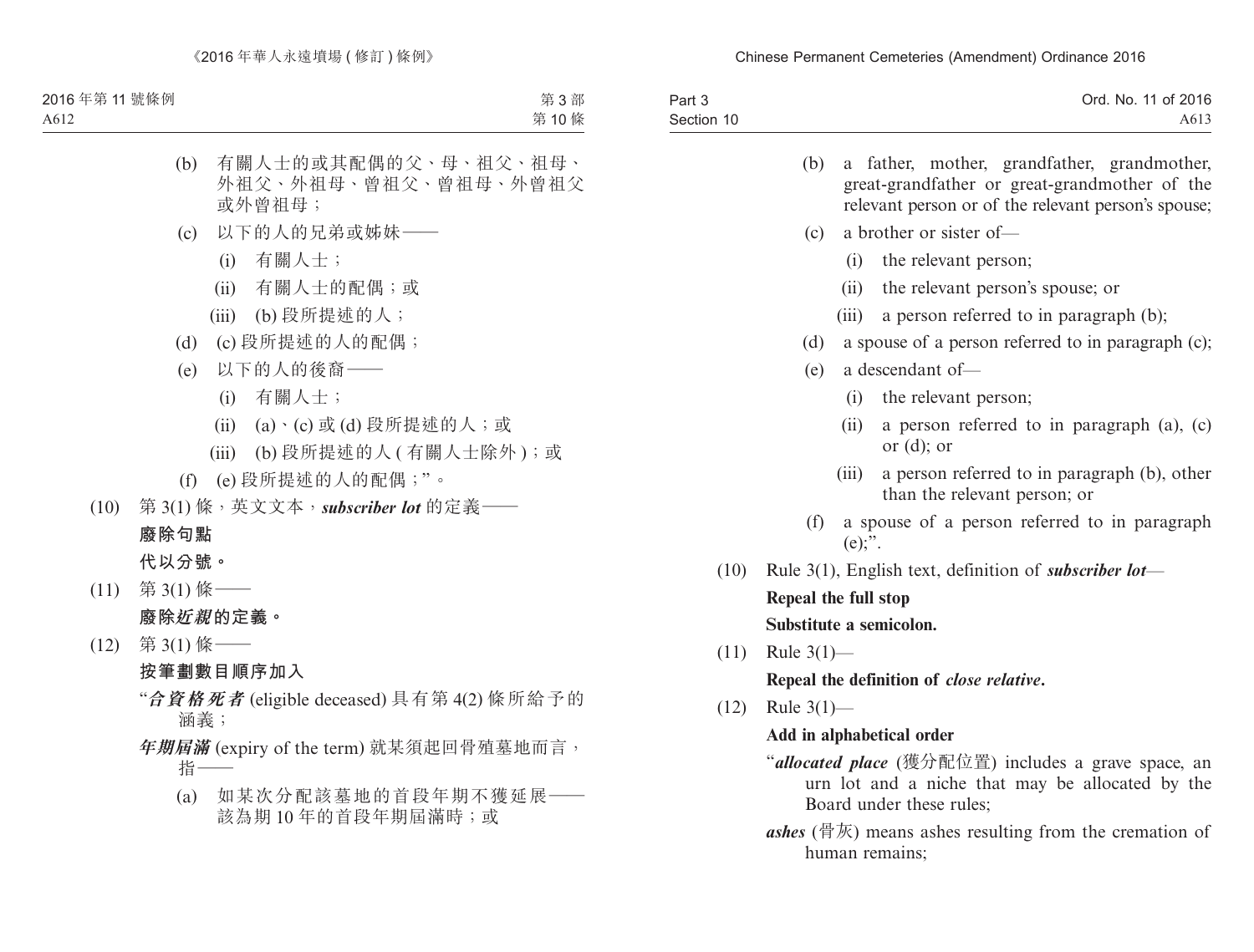(b) 有關人士的或其配偶的父、母、祖父、祖母、外祖父、外祖母、曾祖父、曾祖母、外曾祖父或外曾祖母；

(c) 以下的人的兄弟或姊妹——

(i) 有關人士；

(ii) 有關人士的配偶；或

(iii) (b) 段所提述的人；

(d) (c) 段所提述的人的配偶；

(e) 以下的人的後裔——

(i) 有關人士；

(ii) (a)、(c) 或 (d) 段所提述的人；或

(iii) (b) 段所提述的人 (有關人士除外)；或

(f) (e) 段所提述的人的配偶；”。

(10) 第 3(1) 條，英文文本，***subscriber lot*** 的定義——

**廢除句點**

**代以分號。**

(11) 第 3(1) 條——

**廢除*近親*的定義。**

(12) 第 3(1) 條——

**按筆劃數目順序加入**

“***合資格死者*** (eligible deceased) 具有第 4(2) 條所給予的涵義；

***年期屆滿*** (expiry of the term) 就某須起回骨殖墓地而言，指——

(a) 如某次分配該墓地的首段年期不獲延展——該為期 10 年的首段年期屆滿時；或

(b) a father, mother, grandfather, grandmother, great-grandfather or great-grandmother of the relevant person or of the relevant person's spouse;

(c) a brother or sister of—

(i) the relevant person;

(ii) the relevant person's spouse; or

(iii) a person referred to in paragraph (b);

(d) a spouse of a person referred to in paragraph (c);

(e) a descendant of—

(i) the relevant person;

(ii) a person referred to in paragraph (a), (c) or (d); or

(iii) a person referred to in paragraph (b), other than the relevant person; or

(f) a spouse of a person referred to in paragraph (e);”.

(10) Rule 3(1), English text, definition of ***subscriber lot***—

**Repeal the full stop**

**Substitute a semicolon.**

(11) Rule 3(1)—

**Repeal the definition of *close relative*.**

(12) Rule 3(1)—

**Add in alphabetical order**

“***allocated place*** (獲分配位置) includes a grave space, an urn lot and a niche that may be allocated by the Board under these rules;

***ashes*** (骨灰) means ashes resulting from the cremation of human remains;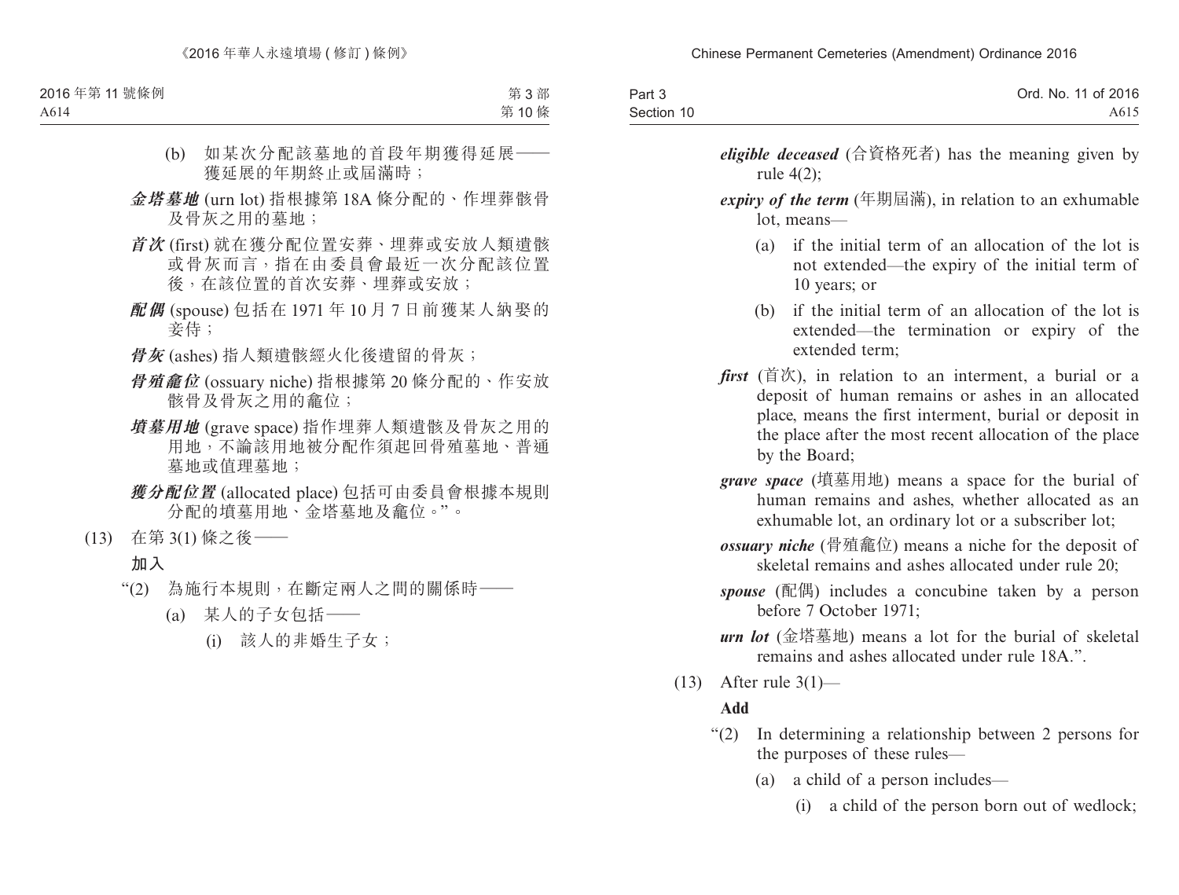(b) 如某次分配該墓地的首段年期獲得延展——獲延展的年期終止或屆滿時；

***金塔墓地*** (urn lot) 指根據第 18A 條分配的、作埋葬骸骨及骨灰之用的墓地；

***首次*** (first) 就在獲分配位置安葬、埋葬或安放人類遺骸或骨灰而言，指在由委員會最近一次分配該位置後，在該位置的首次安葬、埋葬或安放；

***配偶*** (spouse) 包括在 1971 年 10 月 7 日前獲某人納娶的妾侍；

***骨灰*** (ashes) 指人類遺骸經火化後遺留的骨灰；

***骨殖龕位*** (ossuary niche) 指根據第 20 條分配的、作安放骸骨及骨灰之用的龕位；

***墳墓用地*** (grave space) 指作埋葬人類遺骸及骨灰之用的用地，不論該用地被分配作須起回骨殖墓地、普通墓地或值理墓地；

***獲分配位置*** (allocated place) 包括可由委員會根據本規則分配的墳墓用地、金塔墓地及龕位。”。

(13) 在第 3(1) 條之後——

**加入**

“(2) 為施行本規則，在斷定兩人之間的關係時——

(a) 某人的子女包括——

(i) 該人的非婚生子女；

***eligible deceased*** (合資格死者) has the meaning given by rule 4(2);

***expiry of the term*** (年期屆滿), in relation to an exhumable lot, means—

(a) if the initial term of an allocation of the lot is not extended—the expiry of the initial term of 10 years; or

(b) if the initial term of an allocation of the lot is extended—the termination or expiry of the extended term;

***first*** (首次), in relation to an interment, a burial or a deposit of human remains or ashes in an allocated place, means the first interment, burial or deposit in the place after the most recent allocation of the place by the Board;

***grave space*** (墳墓用地) means a space for the burial of human remains and ashes, whether allocated as an exhumable lot, an ordinary lot or a subscriber lot;

***ossuary niche*** (骨殖龕位) means a niche for the deposit of skeletal remains and ashes allocated under rule 20;

***spouse*** (配偶) includes a concubine taken by a person before 7 October 1971;

***urn lot*** (金塔墓地) means a lot for the burial of skeletal remains and ashes allocated under rule 18A.”.

(13) After rule 3(1)—

**Add**

“(2) In determining a relationship between 2 persons for the purposes of these rules—

(a) a child of a person includes—

(i) a child of the person born out of wedlock;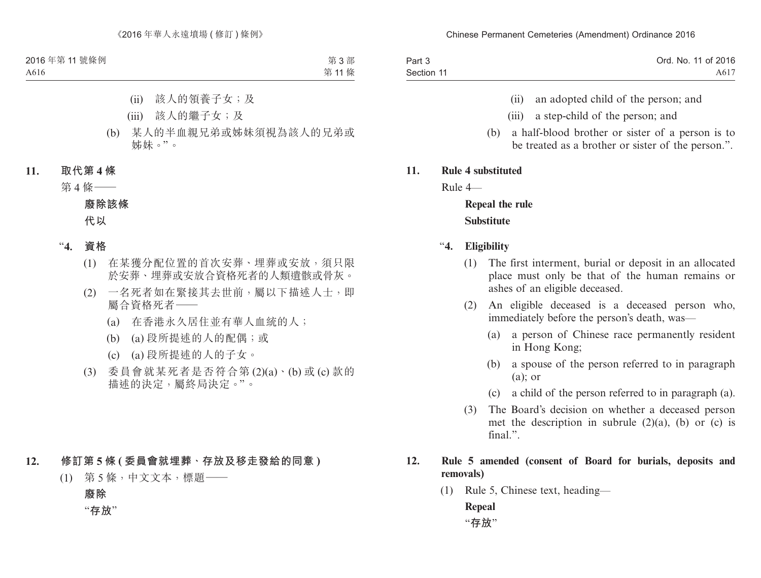(ii) 該人的領養子女；及

(iii) 該人的繼子女；及

(b) 某人的半血親兄弟或姊妹須視為該人的兄弟或姊妹。”。

**11. 取代第 4 條**

第 4 條——

**廢除該條**

**代以**

“**4. 資格**

(1) 在某獲分配位置的首次安葬、埋葬或安放，須只限於安葬、埋葬或安放合資格死者的人類遺骸或骨灰。

(2) 一名死者如在緊接其去世前，屬以下描述人士，即屬合資格死者——

(a) 在香港永久居住並有華人血統的人；

(b) (a) 段所提述的人的配偶；或

(c) (a) 段所提述的人的子女。

(3) 委員會就某死者是否符合第 (2)(a)、(b) 或 (c) 款的描述的決定，屬終局決定。”。

**12. 修訂第 5 條 (委員會就埋葬、存放及移走發給的同意)**

(1) 第 5 條，中文文本，標題——

**廢除**

“**存放**”

---

(ii) an adopted child of the person; and

(iii) a step-child of the person; and

(b) a half-blood brother or sister of a person is to be treated as a brother or sister of the person.”.

**11. Rule 4 substituted**

Rule 4—

**Repeal the rule**

**Substitute**

“**4. Eligibility**

(1) The first interment, burial or deposit in an allocated place must only be that of the human remains or ashes of an eligible deceased.

(2) An eligible deceased is a deceased person who, immediately before the person's death, was—

(a) a person of Chinese race permanently resident in Hong Kong;

(b) a spouse of the person referred to in paragraph (a); or

(c) a child of the person referred to in paragraph (a).

(3) The Board's decision on whether a deceased person met the description in subrule (2)(a), (b) or (c) is final.”.

**12. Rule 5 amended (consent of Board for burials, deposits and removals)**

(1) Rule 5, Chinese text, heading—

**Repeal**

“**存放**”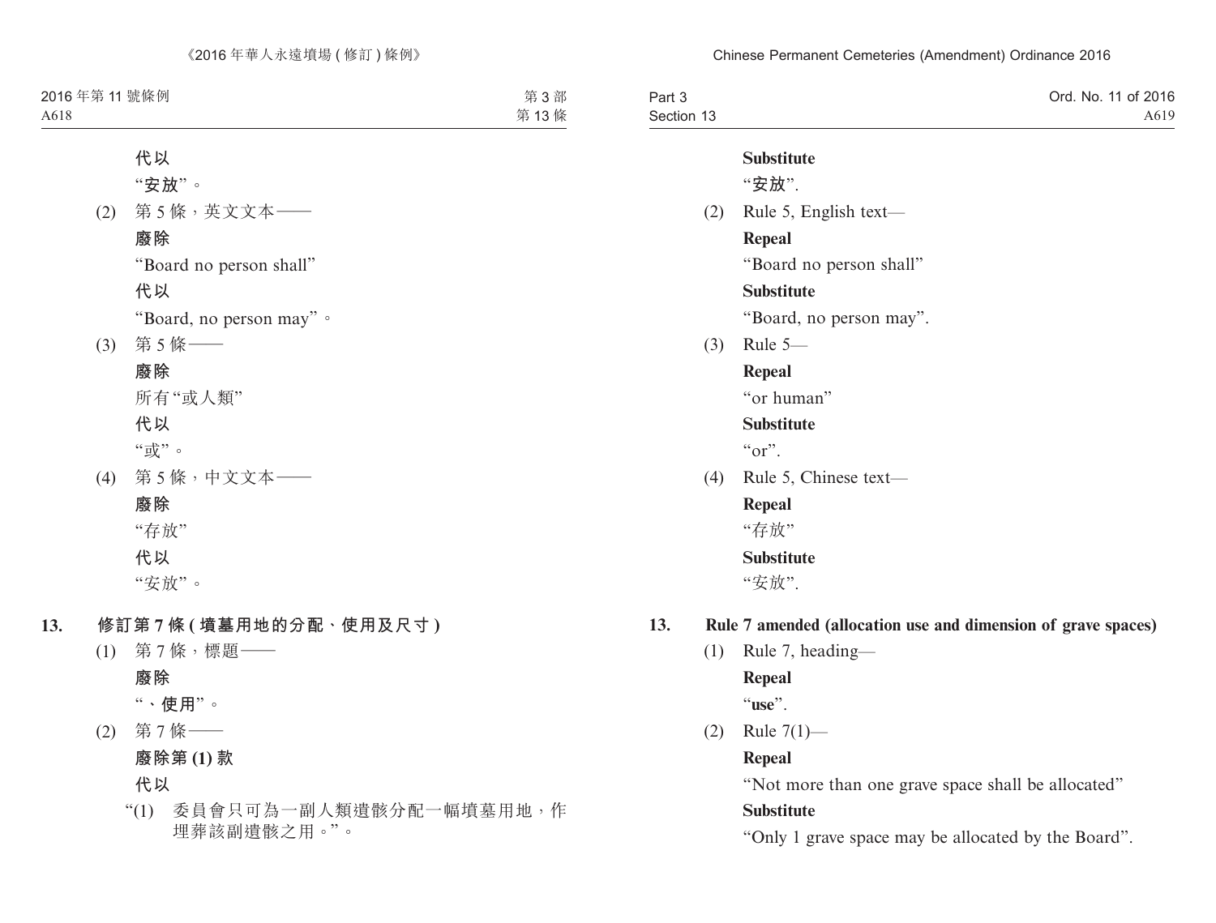**代以**

“**安放**”。

(2) 第 5 條，英文文本——

**廢除**

“Board no person shall”

**代以**

“Board, no person may”。

(3) 第 5 條——

**廢除**

所有“或人類”

**代以**

“或”。

(4) 第 5 條，中文文本——

**廢除**

“存放”

**代以**

“安放”。

## 13. 修訂第 7 條 (墳墓用地的分配、使用及尺寸)

(1) 第 7 條，標題——

**廢除**

“**、使用**”。

(2) 第 7 條——

**廢除第 (1) 款**

**代以**

“(1) 委員會只可為一副人類遺骸分配一幅墳墓用地，作埋葬該副遺骸之用。”。

**Substitute**

“**安放**”.

(2) Rule 5, English text—

**Repeal**

“Board no person shall”

**Substitute**

“Board, no person may”.

(3) Rule 5—

**Repeal**

“or human”

**Substitute**

“or”.

(4) Rule 5, Chinese text—

**Repeal**

“存放”

**Substitute**

“安放”.

## 13. Rule 7 amended (allocation use and dimension of grave spaces)

(1) Rule 7, heading—

**Repeal**

“**use**”.

(2) Rule 7(1)—

**Repeal**

“Not more than one grave space shall be allocated”

**Substitute**

“Only 1 grave space may be allocated by the Board”.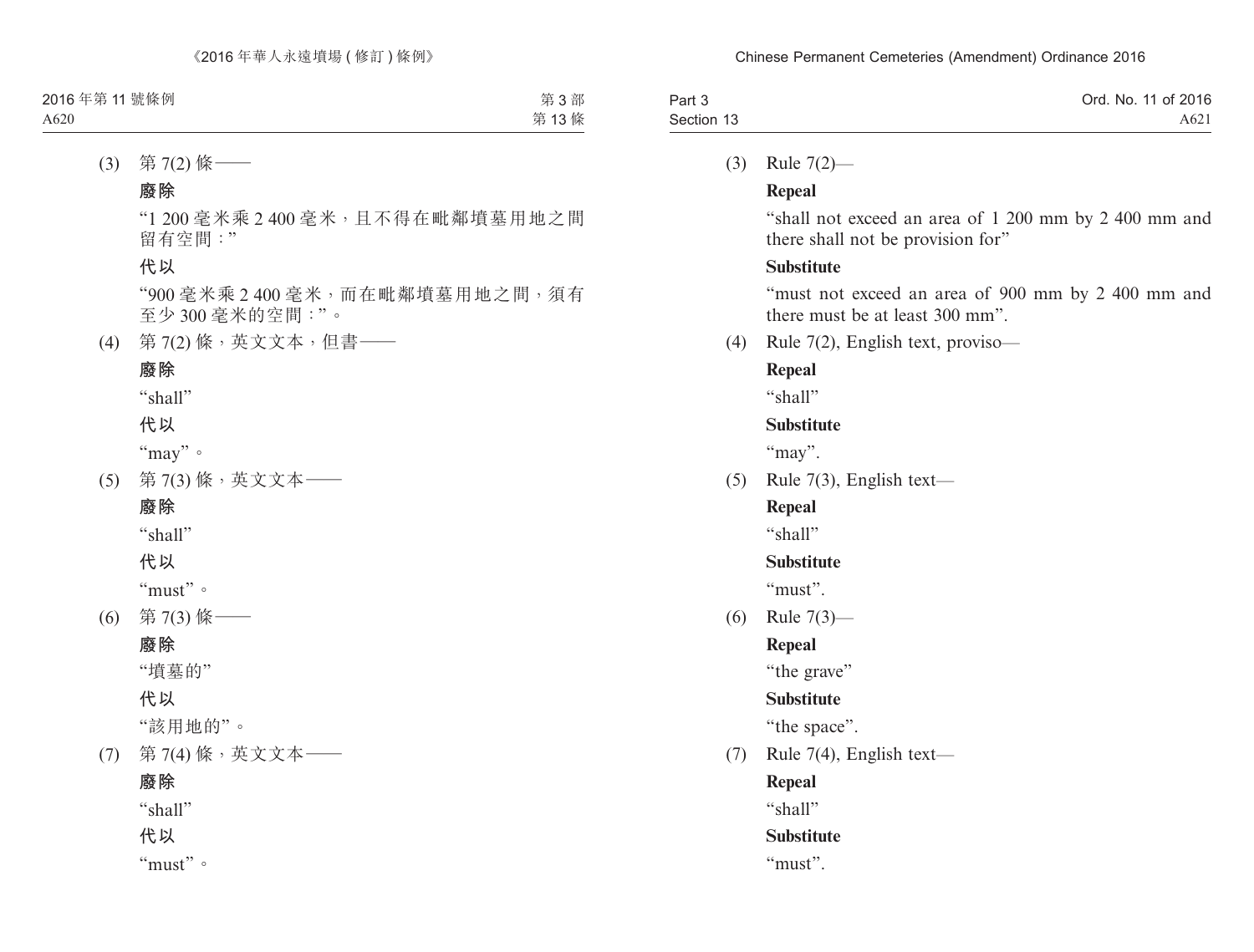(3) 第 7(2) 條——

**廢除**

“1 200 毫米乘 2 400 毫米，且不得在毗鄰墳墓用地之間留有空間：”

**代以**

“900 毫米乘 2 400 毫米，而在毗鄰墳墓用地之間，須有至少 300 毫米的空間：”。

(4) 第 7(2) 條，英文文本，但書——

**廢除**

“shall”

**代以**

“may”。

(5) 第 7(3) 條，英文文本——

**廢除**

“shall”

**代以**

“must”。

(6) 第 7(3) 條——

**廢除**

“墳墓的”

**代以**

“該用地的”。

(7) 第 7(4) 條，英文文本——

**廢除**

“shall”

**代以**

“must”。

(3) Rule 7(2)—

**Repeal**

“shall not exceed an area of 1 200 mm by 2 400 mm and there shall not be provision for”

**Substitute**

“must not exceed an area of 900 mm by 2 400 mm and there must be at least 300 mm”.

(4) Rule 7(2), English text, proviso—

**Repeal**

“shall”

**Substitute**

“may”.

(5) Rule 7(3), English text—

**Repeal**

“shall”

**Substitute**

“must”.

(6) Rule 7(3)—

**Repeal**

“the grave”

**Substitute**

“the space”.

(7) Rule 7(4), English text—

**Repeal**

“shall”

**Substitute**

“must”.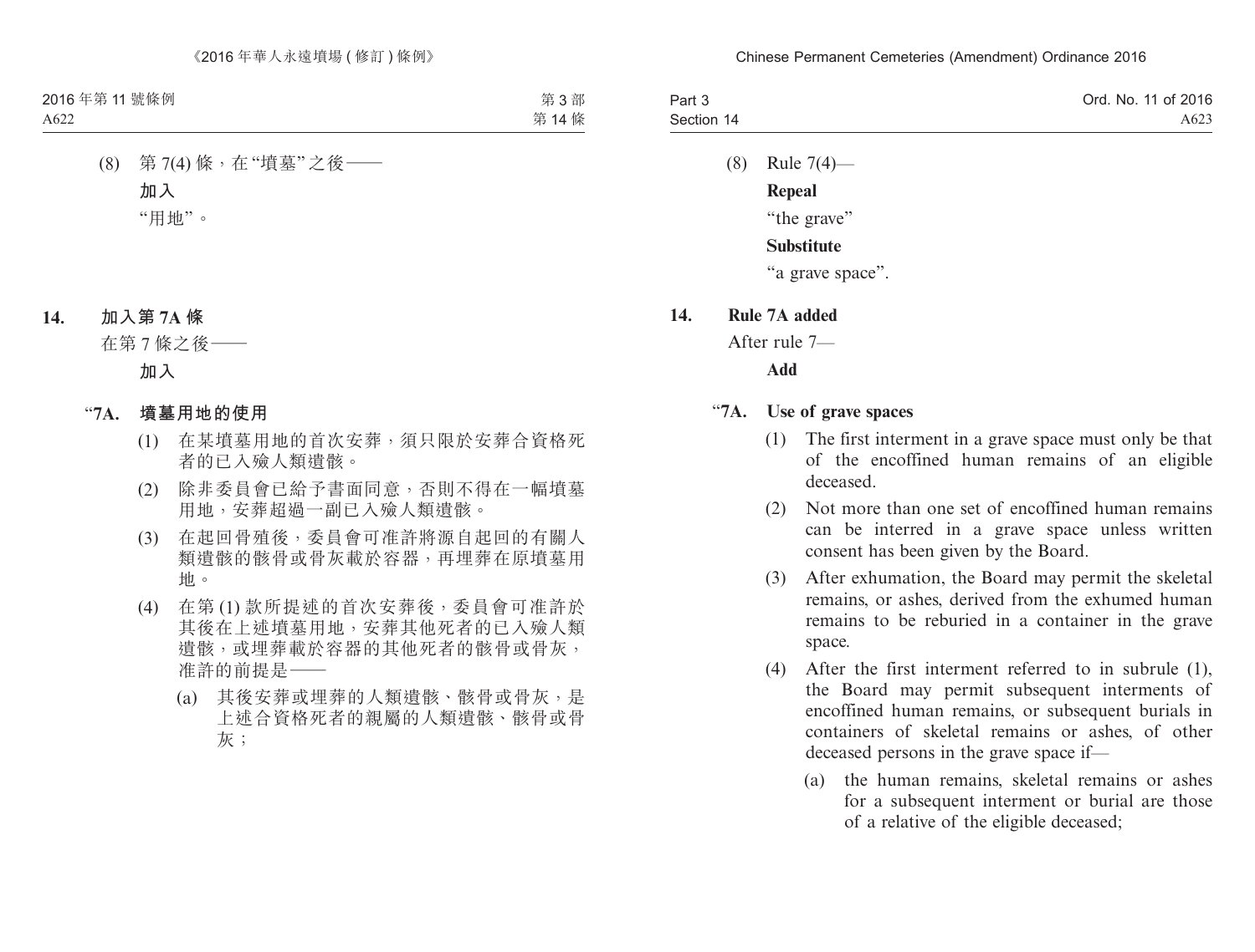(8) 第 7(4) 條，在“墳墓”之後——

**加入**

“用地”。

**14. 加入第 7A 條**

在第 7 條之後——

**加入**

“**7A. 墳墓用地的使用**

(1) 在某墳墓用地的首次安葬，須只限於安葬合資格死者的已入殮人類遺骸。

(2) 除非委員會已給予書面同意，否則不得在一幅墳墓用地，安葬超過一副已入殮人類遺骸。

(3) 在起回骨殖後，委員會可准許將源自起回的有關人類遺骸的骸骨或骨灰載於容器，再埋葬在原墳墓用地。

(4) 在第 (1) 款所提述的首次安葬後，委員會可准許於其後在上述墳墓用地，安葬其他死者的已入殮人類遺骸，或埋葬載於容器的其他死者的骸骨或骨灰，准許的前提是——

(a) 其後安葬或埋葬的人類遺骸、骸骨或骨灰，是上述合資格死者的親屬的人類遺骸、骸骨或骨灰；

(8) Rule 7(4)—

**Repeal**

“the grave”

**Substitute**

“a grave space”.

**14. Rule 7A added**

After rule 7—

**Add**

“**7A. Use of grave spaces**

(1) The first interment in a grave space must only be that of the encoffined human remains of an eligible deceased.

(2) Not more than one set of encoffined human remains can be interred in a grave space unless written consent has been given by the Board.

(3) After exhumation, the Board may permit the skeletal remains, or ashes, derived from the exhumed human remains to be reburied in a container in the grave space.

(4) After the first interment referred to in subrule (1), the Board may permit subsequent interments of encoffined human remains, or subsequent burials in containers of skeletal remains or ashes, of other deceased persons in the grave space if—

(a) the human remains, skeletal remains or ashes for a subsequent interment or burial are those of a relative of the eligible deceased;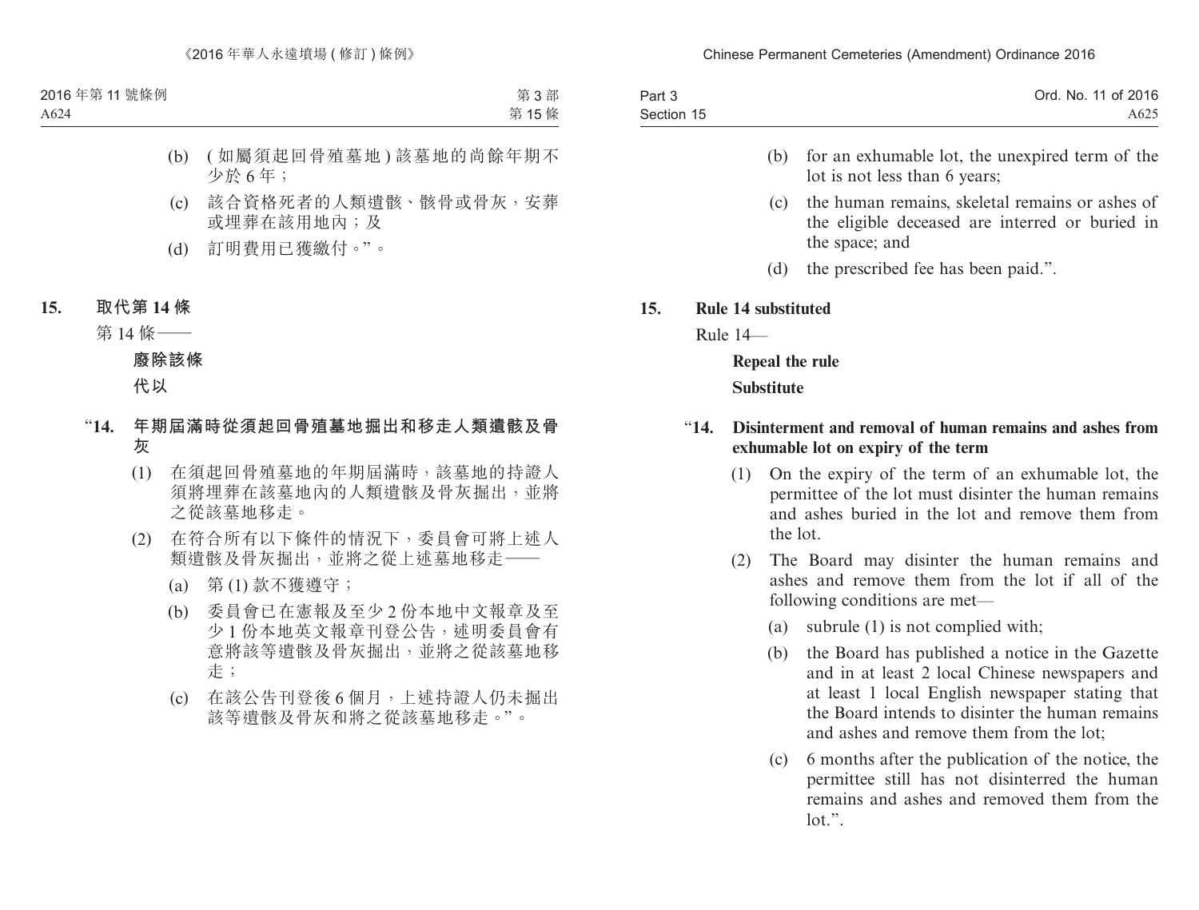(b) (如屬須起回骨殖墓地) 該墓地的尚餘年期不少於 6 年；

(c) 該合資格死者的人類遺骸、骸骨或骨灰，安葬或埋葬在該用地內；及

(d) 訂明費用已獲繳付。”。

**15. 取代第 14 條**

第 14 條——

**廢除該條**

**代以**

“**14. 年期屆滿時從須起回骨殖墓地掘出和移走人類遺骸及骨灰**

(1) 在須起回骨殖墓地的年期屆滿時，該墓地的持證人須將埋葬在該墓地內的人類遺骸及骨灰掘出，並將之從該墓地移走。

(2) 在符合所有以下條件的情況下，委員會可將上述人類遺骸及骨灰掘出，並將之從上述墓地移走——

(a) 第 (1) 款不獲遵守；

(b) 委員會已在憲報及至少 2 份本地中文報章及至少 1 份本地英文報章刊登公告，述明委員會有意將該等遺骸及骨灰掘出，並將之從該墓地移走；

(c) 在該公告刊登後 6 個月，上述持證人仍未掘出該等遺骸及骨灰和將之從該墓地移走。”。

(b) for an exhumable lot, the unexpired term of the lot is not less than 6 years;

(c) the human remains, skeletal remains or ashes of the eligible deceased are interred or buried in the space; and

(d) the prescribed fee has been paid.”.

**15. Rule 14 substituted**

Rule 14—

**Repeal the rule**

**Substitute**

“**14. Disinterment and removal of human remains and ashes from exhumable lot on expiry of the term**

(1) On the expiry of the term of an exhumable lot, the permittee of the lot must disinter the human remains and ashes buried in the lot and remove them from the lot.

(2) The Board may disinter the human remains and ashes and remove them from the lot if all of the following conditions are met—

(a) subrule (1) is not complied with;

(b) the Board has published a notice in the Gazette and in at least 2 local Chinese newspapers and at least 1 local English newspaper stating that the Board intends to disinter the human remains and ashes and remove them from the lot;

(c) 6 months after the publication of the notice, the permittee still has not disinterred the human remains and ashes and removed them from the lot.”.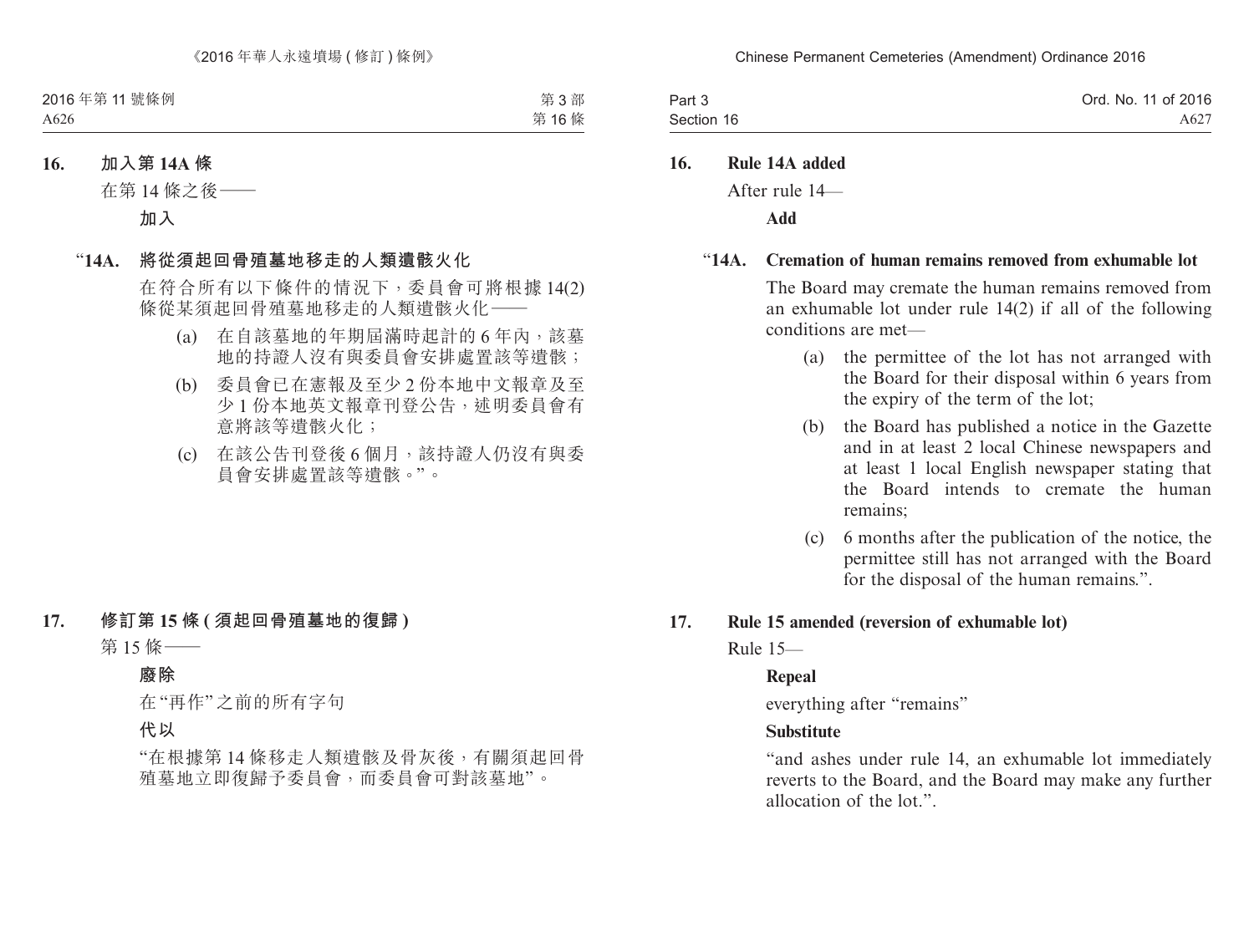**16. 加入第 14A 條**

在第 14 條之後——

**加入**

"**14A. 將從須起回骨殖墓地移走的人類遺骸火化**

在符合所有以下條件的情況下，委員會可將根據 14(2) 條從某須起回骨殖墓地移走的人類遺骸火化——

(a) 在自該墓地的年期屆滿時起計的 6 年內，該墓地的持證人沒有與委員會安排處置該等遺骸；

(b) 委員會已在憲報及至少 2 份本地中文報章及至少 1 份本地英文報章刊登公告，述明委員會有意將該等遺骸火化；

(c) 在該公告刊登後 6 個月，該持證人仍沒有與委員會安排處置該等遺骸。"。

**17. 修訂第 15 條 (須起回骨殖墓地的復歸)**

第 15 條——

**廢除**

在"再作"之前的所有字句

**代以**

"在根據第 14 條移走人類遺骸及骨灰後，有關須起回骨殖墓地立即復歸予委員會，而委員會可對該墓地"。

**16. Rule 14A added**

After rule 14—

**Add**

"**14A. Cremation of human remains removed from exhumable lot**

The Board may cremate the human remains removed from an exhumable lot under rule 14(2) if all of the following conditions are met—

(a) the permittee of the lot has not arranged with the Board for their disposal within 6 years from the expiry of the term of the lot;

(b) the Board has published a notice in the Gazette and in at least 2 local Chinese newspapers and at least 1 local English newspaper stating that the Board intends to cremate the human remains;

(c) 6 months after the publication of the notice, the permittee still has not arranged with the Board for the disposal of the human remains.".

**17. Rule 15 amended (reversion of exhumable lot)**

Rule 15—

**Repeal**

everything after "remains"

**Substitute**

"and ashes under rule 14, an exhumable lot immediately reverts to the Board, and the Board may make any further allocation of the lot.".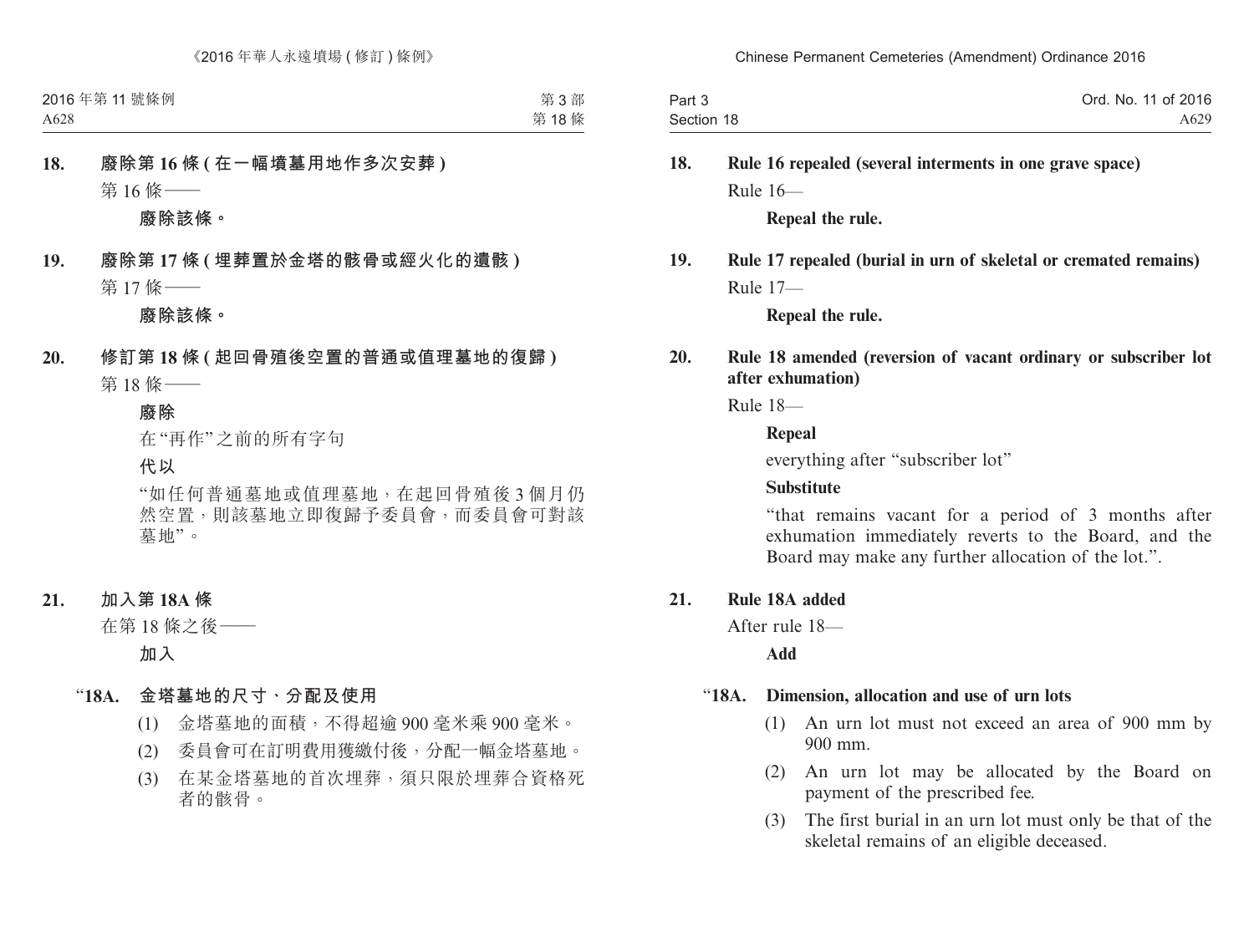**18. 廢除第 16 條 ( 在一幅墳墓用地作多次安葬 )**

第 16 條——

**廢除該條。**

**19. 廢除第 17 條 ( 埋葬置於金塔的骸骨或經火化的遺骸 )**

第 17 條——

**廢除該條。**

**20. 修訂第 18 條 ( 起回骨殖後空置的普通或值理墓地的復歸 )**

第 18 條——

**廢除**

在“再作”之前的所有字句

**代以**

“如任何普通墓地或值理墓地，在起回骨殖後 3 個月仍然空置，則該墓地立即復歸予委員會，而委員會可對該墓地”。

**21. 加入第 18A 條**

在第 18 條之後——

**加入**

**“18A. 金塔墓地的尺寸、分配及使用**

(1) 金塔墓地的面積，不得超逾 900 毫米乘 900 毫米。

(2) 委員會可在訂明費用獲繳付後，分配一幅金塔墓地。

(3) 在某金塔墓地的首次埋葬，須只限於埋葬合資格死者的骸骨。

**18. Rule 16 repealed (several interments in one grave space)**

Rule 16—

**Repeal the rule.**

**19. Rule 17 repealed (burial in urn of skeletal or cremated remains)**

Rule 17—

**Repeal the rule.**

**20. Rule 18 amended (reversion of vacant ordinary or subscriber lot after exhumation)**

Rule 18—

**Repeal**

everything after “subscriber lot”

**Substitute**

“that remains vacant for a period of 3 months after exhumation immediately reverts to the Board, and the Board may make any further allocation of the lot.”.

**21. Rule 18A added**

After rule 18—

**Add**

**“18A. Dimension, allocation and use of urn lots**

(1) An urn lot must not exceed an area of 900 mm by 900 mm.

(2) An urn lot may be allocated by the Board on payment of the prescribed fee.

(3) The first burial in an urn lot must only be that of the skeletal remains of an eligible deceased.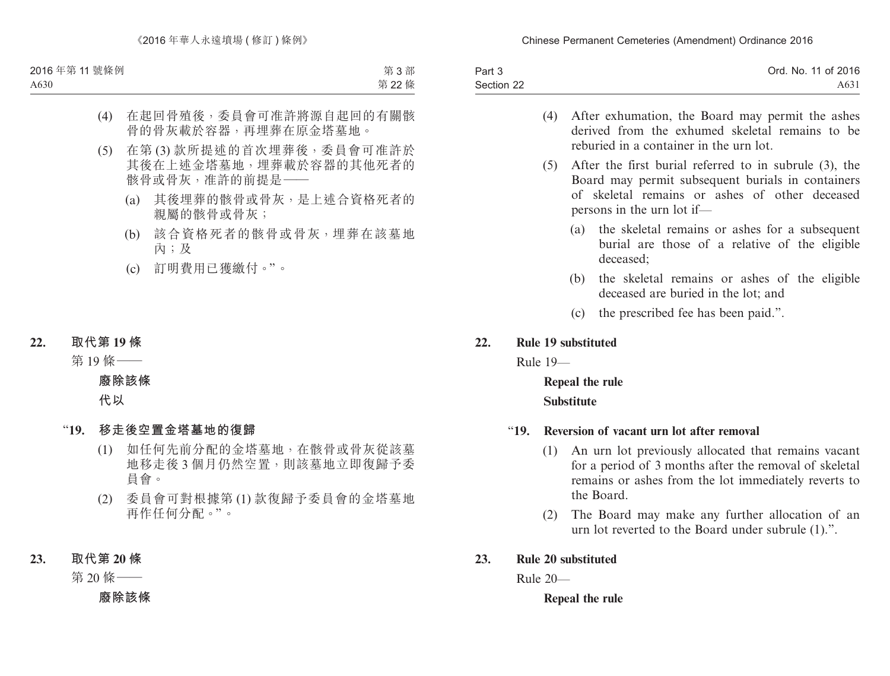(4) 在起回骨殖後，委員會可准許將源自起回的有關骸骨的骨灰載於容器，再埋葬在原金塔墓地。

(5) 在第 (3) 款所提述的首次埋葬後，委員會可准許於其後在上述金塔墓地，埋葬載於容器的其他死者的骸骨或骨灰，准許的前提是——

(a) 其後埋葬的骸骨或骨灰，是上述合資格死者的親屬的骸骨或骨灰；

(b) 該合資格死者的骸骨或骨灰，埋葬在該墓地內；及

(c) 訂明費用已獲繳付。”。

**22. 取代第 19 條**

第 19 條——

**廢除該條**

**代以**

“**19. 移走後空置金塔墓地的復歸**

(1) 如任何先前分配的金塔墓地，在骸骨或骨灰從該墓地移走後 3 個月仍然空置，則該墓地立即復歸予委員會。

(2) 委員會可對根據第 (1) 款復歸予委員會的金塔墓地再作任何分配。”。

**23. 取代第 20 條**

第 20 條——

**廢除該條**

(4) After exhumation, the Board may permit the ashes derived from the exhumed skeletal remains to be reburied in a container in the urn lot.

(5) After the first burial referred to in subrule (3), the Board may permit subsequent burials in containers of skeletal remains or ashes of other deceased persons in the urn lot if—

(a) the skeletal remains or ashes for a subsequent burial are those of a relative of the eligible deceased;

(b) the skeletal remains or ashes of the eligible deceased are buried in the lot; and

(c) the prescribed fee has been paid.”.

**22. Rule 19 substituted**

Rule 19—

**Repeal the rule**

**Substitute**

“**19. Reversion of vacant urn lot after removal**

(1) An urn lot previously allocated that remains vacant for a period of 3 months after the removal of skeletal remains or ashes from the lot immediately reverts to the Board.

(2) The Board may make any further allocation of an urn lot reverted to the Board under subrule (1).”.

**23. Rule 20 substituted**

Rule 20—

**Repeal the rule**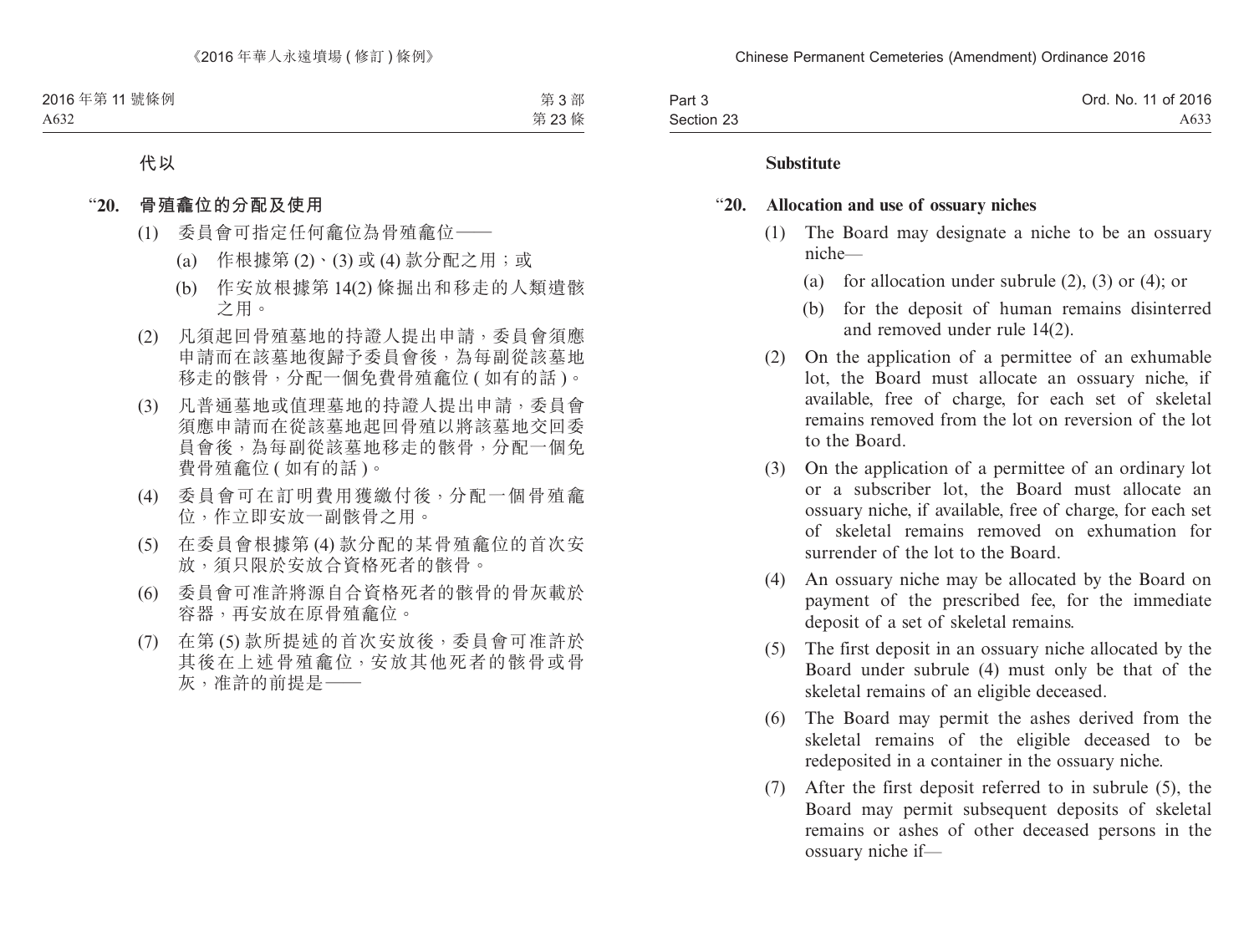代以

"**20. 骨殖龕位的分配及使用**

(1) 委員會可指定任何龕位為骨殖龕位——

(a) 作根據第 (2)、(3) 或 (4) 款分配之用；或

(b) 作安放根據第 14(2) 條掘出和移走的人類遺骸之用。

(2) 凡須起回骨殖墓地的持證人提出申請，委員會須應申請而在該墓地復歸予委員會後，為每副從該墓地移走的骸骨，分配一個免費骨殖龕位 ( 如有的話 )。

(3) 凡普通墓地或值理墓地的持證人提出申請，委員會須應申請而在從該墓地起回骨殖以將該墓地交回委員會後，為每副從該墓地移走的骸骨，分配一個免費骨殖龕位 ( 如有的話 )。

(4) 委員會可在訂明費用獲繳付後，分配一個骨殖龕位，作立即安放一副骸骨之用。

(5) 在委員會根據第 (4) 款分配的某骨殖龕位的首次安放，須只限於安放合資格死者的骸骨。

(6) 委員會可准許將源自合資格死者的骸骨的骨灰載於容器，再安放在原骨殖龕位。

(7) 在第 (5) 款所提述的首次安放後，委員會可准許於其後在上述骨殖龕位，安放其他死者的骸骨或骨灰，准許的前提是——

**Substitute**

"**20. Allocation and use of ossuary niches**

(1) The Board may designate a niche to be an ossuary niche—

(a) for allocation under subrule (2), (3) or (4); or

(b) for the deposit of human remains disinterred and removed under rule 14(2).

(2) On the application of a permittee of an exhumable lot, the Board must allocate an ossuary niche, if available, free of charge, for each set of skeletal remains removed from the lot on reversion of the lot to the Board.

(3) On the application of a permittee of an ordinary lot or a subscriber lot, the Board must allocate an ossuary niche, if available, free of charge, for each set of skeletal remains removed on exhumation for surrender of the lot to the Board.

(4) An ossuary niche may be allocated by the Board on payment of the prescribed fee, for the immediate deposit of a set of skeletal remains.

(5) The first deposit in an ossuary niche allocated by the Board under subrule (4) must only be that of the skeletal remains of an eligible deceased.

(6) The Board may permit the ashes derived from the skeletal remains of the eligible deceased to be redeposited in a container in the ossuary niche.

(7) After the first deposit referred to in subrule (5), the Board may permit subsequent deposits of skeletal remains or ashes of other deceased persons in the ossuary niche if—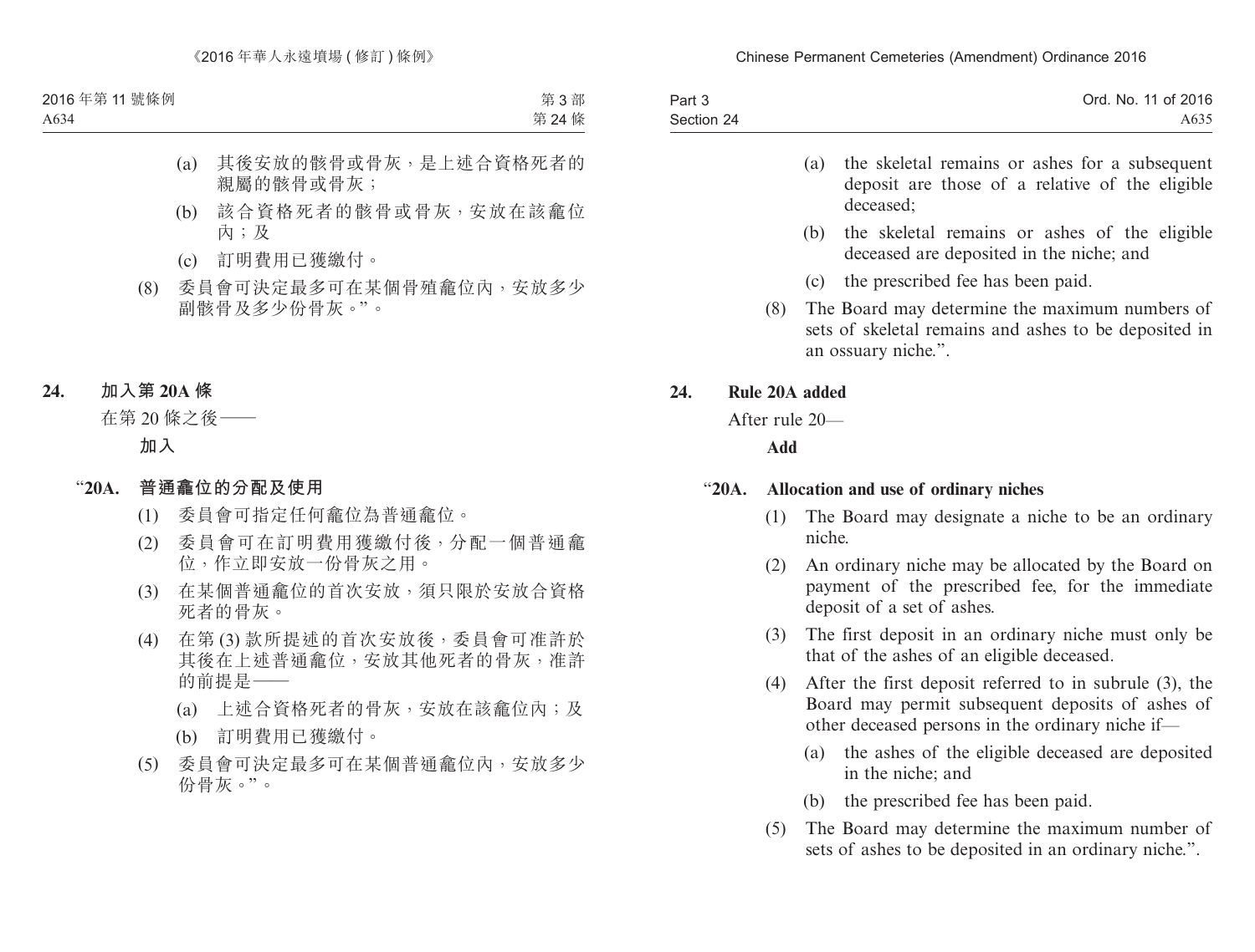(a) 其後安放的骸骨或骨灰，是上述合資格死者的親屬的骸骨或骨灰；

(b) 該合資格死者的骸骨或骨灰，安放在該龕位內；及

(c) 訂明費用已獲繳付。

(8) 委員會可決定最多可在某個骨殖龕位內，安放多少副骸骨及多少份骨灰。”。

## 24. 加入第 20A 條

在第 20 條之後——

**加入**

### “20A. 普通龕位的分配及使用

(1) 委員會可指定任何龕位為普通龕位。

(2) 委員會可在訂明費用獲繳付後，分配一個普通龕位，作立即安放一份骨灰之用。

(3) 在某個普通龕位的首次安放，須只限於安放合資格死者的骨灰。

(4) 在第 (3) 款所提述的首次安放後，委員會可准許於其後在上述普通龕位，安放其他死者的骨灰，准許的前提是——

(a) 上述合資格死者的骨灰，安放在該龕位內；及

(b) 訂明費用已獲繳付。

(5) 委員會可決定最多可在某個普通龕位內，安放多少份骨灰。”。

(a) the skeletal remains or ashes for a subsequent deposit are those of a relative of the eligible deceased;

(b) the skeletal remains or ashes of the eligible deceased are deposited in the niche; and

(c) the prescribed fee has been paid.

(8) The Board may determine the maximum numbers of sets of skeletal remains and ashes to be deposited in an ossuary niche.”.

## 24. Rule 20A added

After rule 20—

**Add**

### “20A. Allocation and use of ordinary niches

(1) The Board may designate a niche to be an ordinary niche.

(2) An ordinary niche may be allocated by the Board on payment of the prescribed fee, for the immediate deposit of a set of ashes.

(3) The first deposit in an ordinary niche must only be that of the ashes of an eligible deceased.

(4) After the first deposit referred to in subrule (3), the Board may permit subsequent deposits of ashes of other deceased persons in the ordinary niche if—

(a) the ashes of the eligible deceased are deposited in the niche; and

(b) the prescribed fee has been paid.

(5) The Board may determine the maximum number of sets of ashes to be deposited in an ordinary niche.”.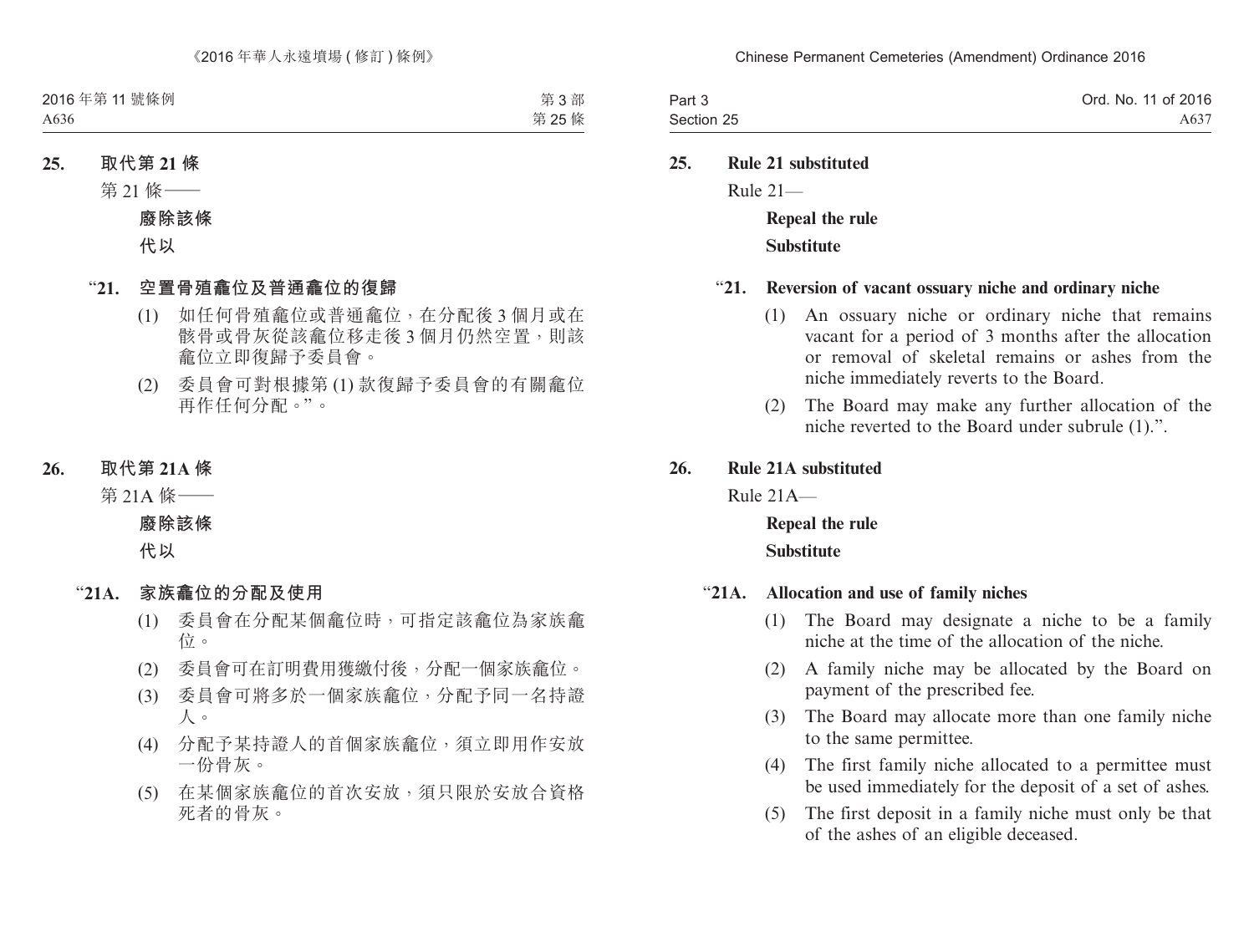**25. 取代第 21 條**

第 21 條——

**廢除該條**

**代以**

“**21. 空置骨殖龕位及普通龕位的復歸**

(1) 如任何骨殖龕位或普通龕位，在分配後 3 個月或在骸骨或骨灰從該龕位移走後 3 個月仍然空置，則該龕位立即復歸予委員會。

(2) 委員會可對根據第 (1) 款復歸予委員會的有關龕位再作任何分配。”。

**26. 取代第 21A 條**

第 21A 條——

**廢除該條**

**代以**

“**21A. 家族龕位的分配及使用**

(1) 委員會在分配某個龕位時，可指定該龕位為家族龕位。

(2) 委員會可在訂明費用獲繳付後，分配一個家族龕位。

(3) 委員會可將多於一個家族龕位，分配予同一名持證人。

(4) 分配予某持證人的首個家族龕位，須立即用作安放一份骨灰。

(5) 在某個家族龕位的首次安放，須只限於安放合資格死者的骨灰。

**25. Rule 21 substituted**

Rule 21—

**Repeal the rule**

**Substitute**

“**21. Reversion of vacant ossuary niche and ordinary niche**

(1) An ossuary niche or ordinary niche that remains vacant for a period of 3 months after the allocation or removal of skeletal remains or ashes from the niche immediately reverts to the Board.

(2) The Board may make any further allocation of the niche reverted to the Board under subrule (1).”.

**26. Rule 21A substituted**

Rule 21A—

**Repeal the rule**

**Substitute**

“**21A. Allocation and use of family niches**

(1) The Board may designate a niche to be a family niche at the time of the allocation of the niche.

(2) A family niche may be allocated by the Board on payment of the prescribed fee.

(3) The Board may allocate more than one family niche to the same permittee.

(4) The first family niche allocated to a permittee must be used immediately for the deposit of a set of ashes.

(5) The first deposit in a family niche must only be that of the ashes of an eligible deceased.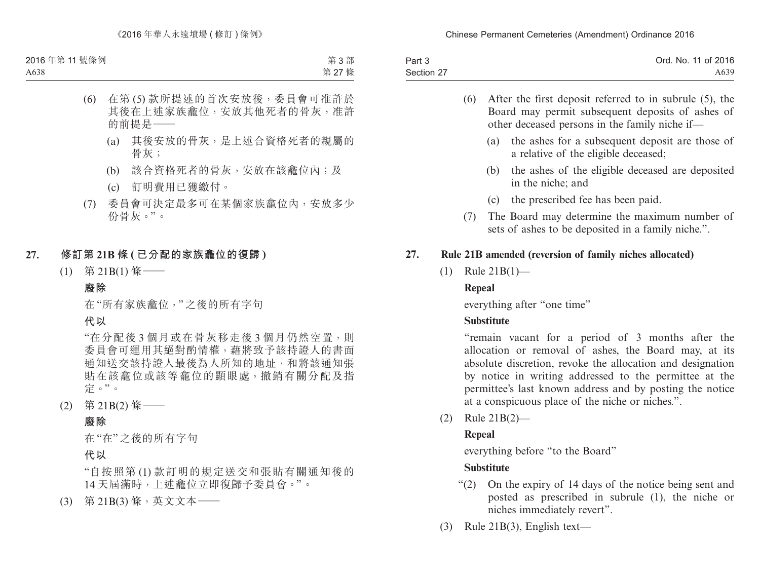(6) 在第 (5) 款所提述的首次安放後，委員會可准許於其後在上述家族龕位，安放其他死者的骨灰，准許的前提是——

(a) 其後安放的骨灰，是上述合資格死者的親屬的骨灰；

(b) 該合資格死者的骨灰，安放在該龕位內；及

(c) 訂明費用已獲繳付。

(7) 委員會可決定最多可在某個家族龕位內，安放多少份骨灰。”。

## 27. 修訂第 21B 條 (已分配的家族龕位的復歸)

(1) 第 21B(1) 條——

**廢除**

在“所有家族龕位，”之後的所有字句

**代以**

“在分配後 3 個月或在骨灰移走後 3 個月仍然空置，則委員會可運用其絕對酌情權，藉將致予該持證人的書面通知送交該持證人最後為人所知的地址，和將該通知張貼在該龕位或該等龕位的顯眼處，撤銷有關分配及指定。”。

(2) 第 21B(2) 條——

**廢除**

在“在”之後的所有字句

**代以**

“自按照第 (1) 款訂明的規定送交和張貼有關通知後的 14 天屆滿時，上述龕位立即復歸予委員會。”。

(3) 第 21B(3) 條，英文文本——

(6) After the first deposit referred to in subrule (5), the Board may permit subsequent deposits of ashes of other deceased persons in the family niche if—

(a) the ashes for a subsequent deposit are those of a relative of the eligible deceased;

(b) the ashes of the eligible deceased are deposited in the niche; and

(c) the prescribed fee has been paid.

(7) The Board may determine the maximum number of sets of ashes to be deposited in a family niche.”.

## 27. Rule 21B amended (reversion of family niches allocated)

(1) Rule 21B(1)—

**Repeal**

everything after “one time”

**Substitute**

“remain vacant for a period of 3 months after the allocation or removal of ashes, the Board may, at its absolute discretion, revoke the allocation and designation by notice in writing addressed to the permittee at the permittee’s last known address and by posting the notice at a conspicuous place of the niche or niches.”.

(2) Rule 21B(2)—

**Repeal**

everything before “to the Board”

**Substitute**

“(2) On the expiry of 14 days of the notice being sent and posted as prescribed in subrule (1), the niche or niches immediately revert”.

(3) Rule 21B(3), English text—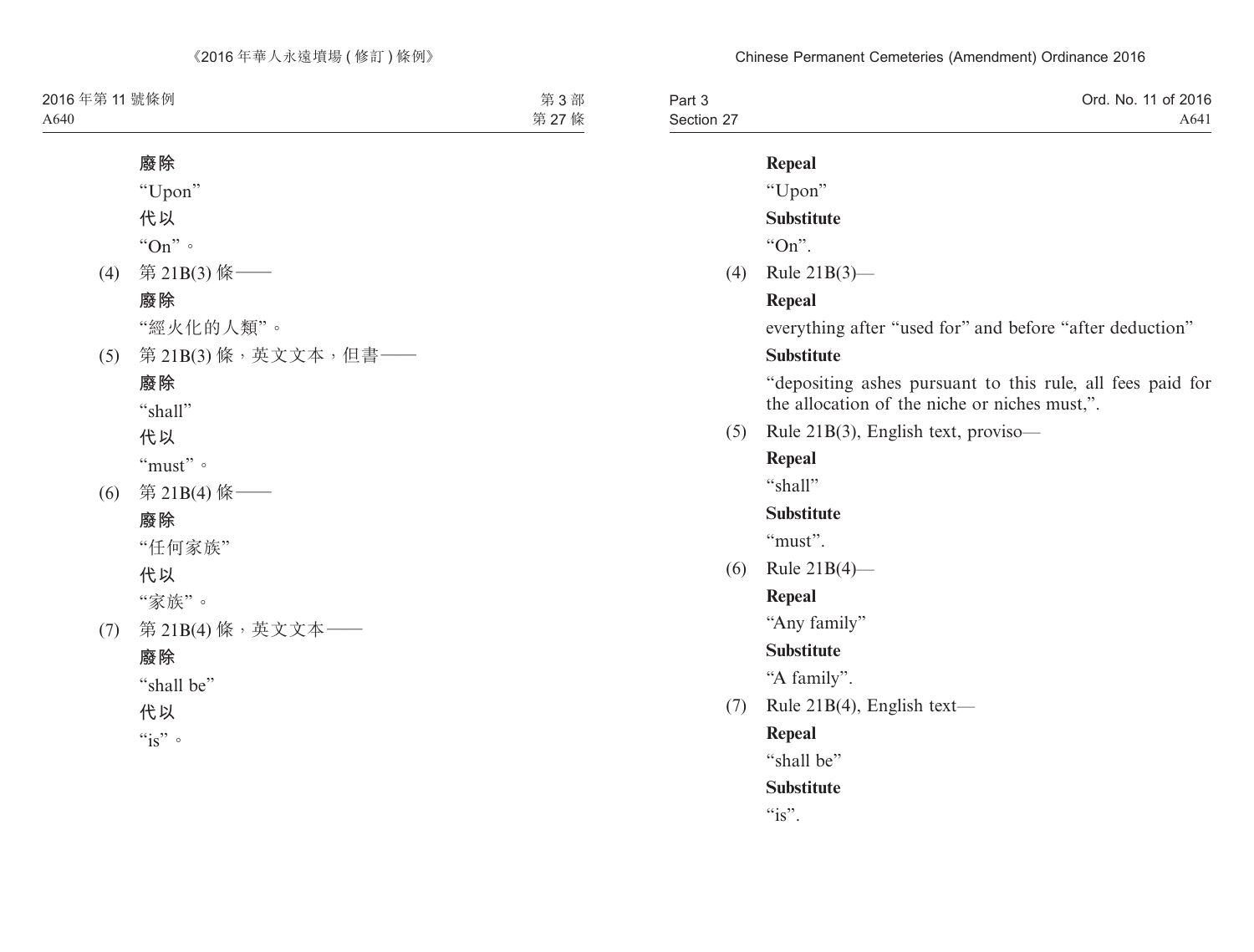**廢除**

"Upon"

**代以**

"On"。

(4) 第 21B(3) 條——

**廢除**

"經火化的人類"。

(5) 第 21B(3) 條，英文文本，但書——

**廢除**

"shall"

**代以**

"must"。

(6) 第 21B(4) 條——

**廢除**

"任何家族"

**代以**

"家族"。

(7) 第 21B(4) 條，英文文本——

**廢除**

"shall be"

**代以**

"is"。

**Repeal**

"Upon"

**Substitute**

"On".

(4) Rule 21B(3)—

**Repeal**

everything after "used for" and before "after deduction"

**Substitute**

"depositing ashes pursuant to this rule, all fees paid for the allocation of the niche or niches must,".

(5) Rule 21B(3), English text, proviso—

**Repeal**

"shall"

**Substitute**

"must".

(6) Rule 21B(4)—

**Repeal**

"Any family"

**Substitute**

"A family".

(7) Rule 21B(4), English text—

**Repeal**

"shall be"

**Substitute**

"is".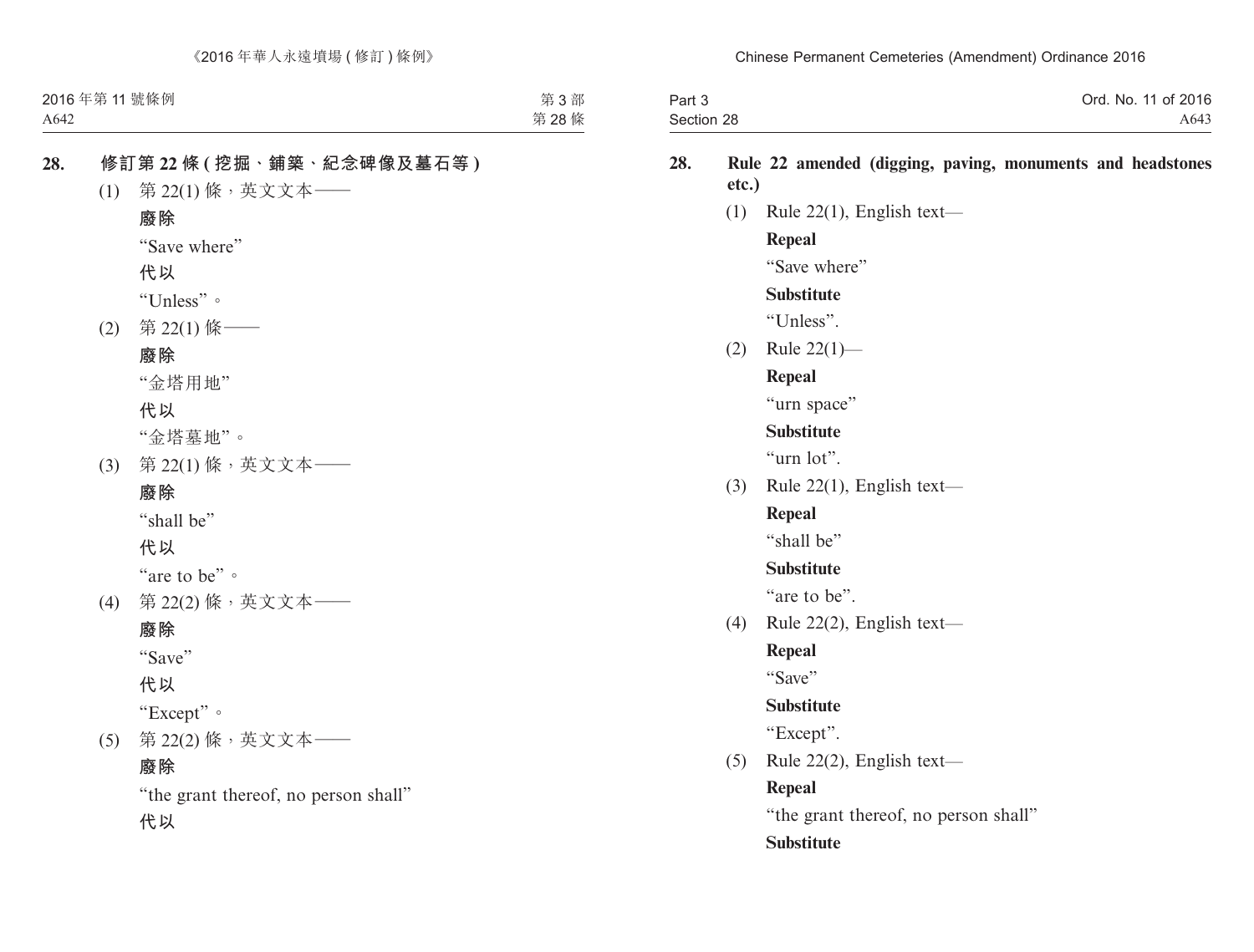**28. 修訂第 22 條 (挖掘、鋪築、紀念碑像及墓石等)**

(1) 第 22(1) 條，英文文本——

**廢除**

“Save where”

**代以**

“Unless”。

(2) 第 22(1) 條——

**廢除**

“金塔用地”

**代以**

“金塔墓地”。

(3) 第 22(1) 條，英文文本——

**廢除**

“shall be”

**代以**

“are to be”。

(4) 第 22(2) 條，英文文本——

**廢除**

“Save”

**代以**

“Except”。

(5) 第 22(2) 條，英文文本——

**廢除**

“the grant thereof, no person shall”

**代以**

**28. Rule 22 amended (digging, paving, monuments and headstones etc.)**

(1) Rule 22(1), English text—

**Repeal**

“Save where”

**Substitute**

“Unless”.

(2) Rule 22(1)—

**Repeal**

“urn space”

**Substitute**

“urn lot”.

(3) Rule 22(1), English text—

**Repeal**

“shall be”

**Substitute**

“are to be”.

(4) Rule 22(2), English text—

**Repeal**

“Save”

**Substitute**

“Except”.

(5) Rule 22(2), English text—

**Repeal**

“the grant thereof, no person shall”

**Substitute**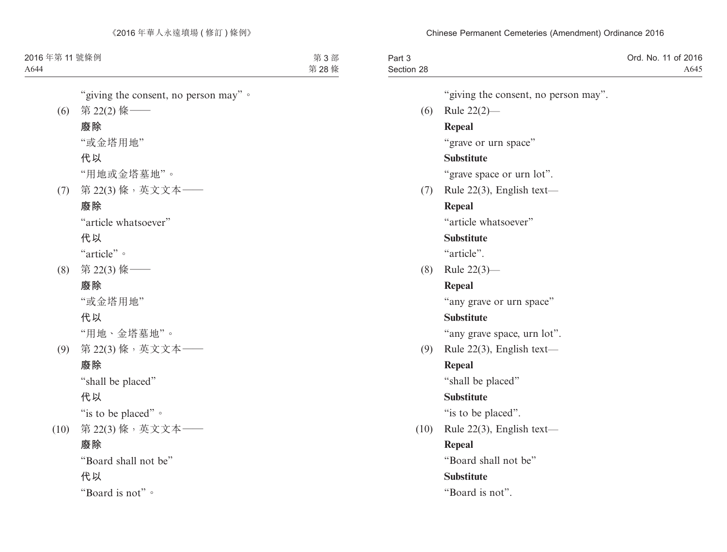"giving the consent, no person may"。

(6) 第 22(2) 條——

**廢除**

"或金塔用地"

**代以**

"用地或金塔墓地"。

(7) 第 22(3) 條，英文文本——

**廢除**

"article whatsoever"

**代以**

"article"。

(8) 第 22(3) 條——

**廢除**

"或金塔用地"

**代以**

"用地、金塔墓地"。

(9) 第 22(3) 條，英文文本——

**廢除**

"shall be placed"

**代以**

"is to be placed"。

(10) 第 22(3) 條，英文文本——

**廢除**

"Board shall not be"

**代以**

"Board is not"。

"giving the consent, no person may".

(6) Rule 22(2)—

**Repeal**

"grave or urn space"

**Substitute**

"grave space or urn lot".

(7) Rule 22(3), English text—

**Repeal**

"article whatsoever"

**Substitute**

"article".

(8) Rule 22(3)—

**Repeal**

"any grave or urn space"

**Substitute**

"any grave space, urn lot".

(9) Rule 22(3), English text—

**Repeal**

"shall be placed"

**Substitute**

"is to be placed".

(10) Rule 22(3), English text—

**Repeal**

"Board shall not be"

**Substitute**

"Board is not".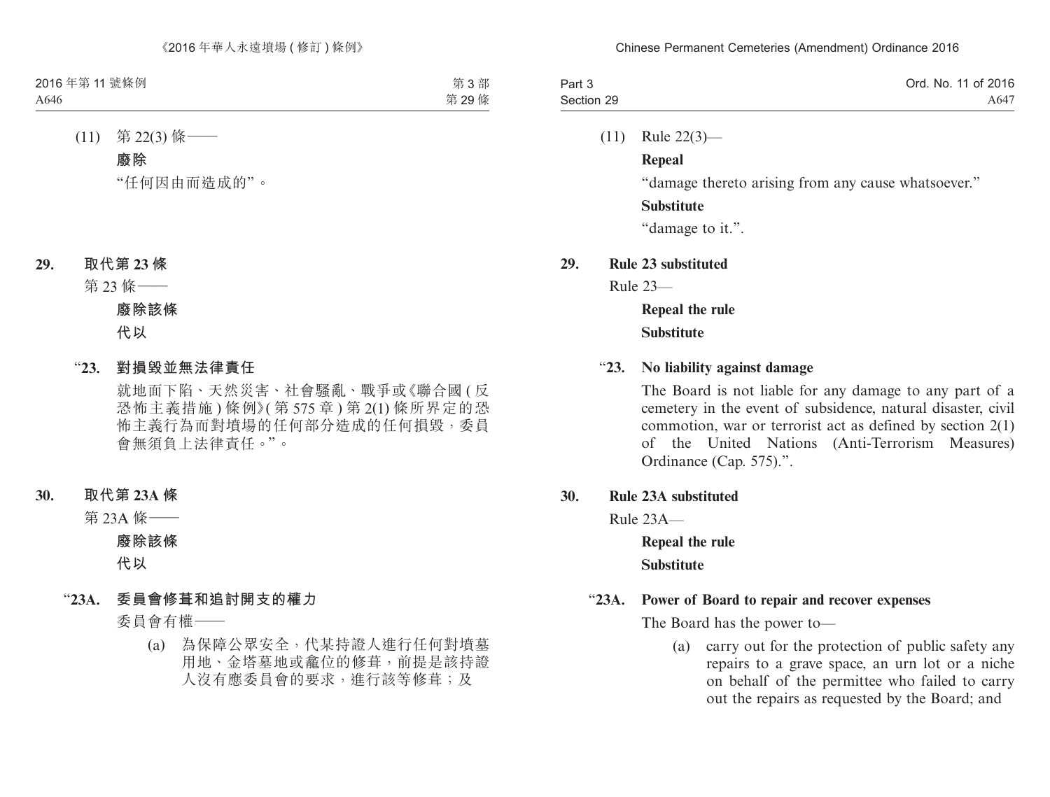(11) 第 22(3) 條——

**廢除**

"任何因由而造成的"。

**29. 取代第 23 條**

第 23 條——

**廢除該條**

**代以**

"**23. 對損毀並無法律責任**

就地面下陷、天然災害、社會騷亂、戰爭或《聯合國 (反恐怖主義措施) 條例》(第 575 章) 第 2(1) 條所界定的恐怖主義行為而對墳場的任何部分造成的任何損毀，委員會無須負上法律責任。"。

**30. 取代第 23A 條**

第 23A 條——

**廢除該條**

**代以**

"**23A. 委員會修葺和追討開支的權力**

委員會有權——

(a) 為保障公眾安全，代某持證人進行任何對墳墓用地、金塔墓地或龕位的修葺，前提是該持證人沒有應委員會的要求，進行該等修葺；及

(11) Rule 22(3)—

**Repeal**

"damage thereto arising from any cause whatsoever."

**Substitute**

"damage to it.".

**29. Rule 23 substituted**

Rule 23—

**Repeal the rule**

**Substitute**

"**23. No liability against damage**

The Board is not liable for any damage to any part of a cemetery in the event of subsidence, natural disaster, civil commotion, war or terrorist act as defined by section 2(1) of the United Nations (Anti-Terrorism Measures) Ordinance (Cap. 575).".

**30. Rule 23A substituted**

Rule 23A—

**Repeal the rule**

**Substitute**

"**23A. Power of Board to repair and recover expenses**

The Board has the power to—

(a) carry out for the protection of public safety any repairs to a grave space, an urn lot or a niche on behalf of the permittee who failed to carry out the repairs as requested by the Board; and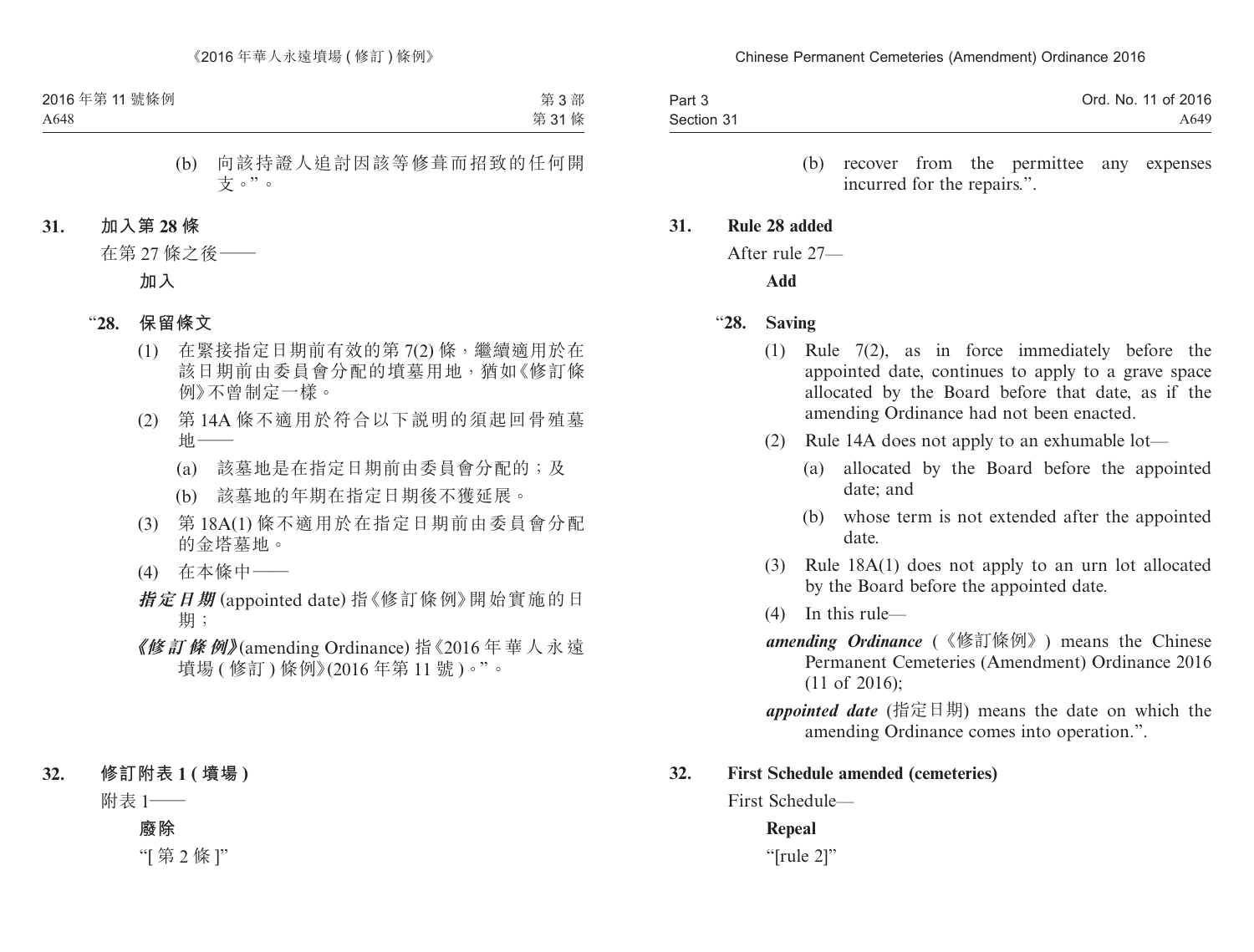(b) 向該持證人追討因該等修葺而招致的任何開支。”。

**31. 加入第 28 條**

在第 27 條之後——

**加入**

“**28. 保留條文**

(1) 在緊接指定日期前有效的第 7(2) 條，繼續適用於在該日期前由委員會分配的墳墓用地，猶如《修訂條例》不曾制定一樣。

(2) 第 14A 條不適用於符合以下說明的須起回骨殖墓地——

(a) 該墓地是在指定日期前由委員會分配的；及

(b) 該墓地的年期在指定日期後不獲延展。

(3) 第 18A(1) 條不適用於在指定日期前由委員會分配的金塔墓地。

(4) 在本條中——

***指定日期*** (appointed date) 指《修訂條例》開始實施的日期；

***《修訂條例》***(amending Ordinance) 指《2016 年華人永遠墳場 ( 修訂 ) 條例》(2016 年第 11 號 )。”。

**32. 修訂附表 1 ( 墳場 )**

附表 1——

**廢除**

“[ 第 2 條 ]”

(b) recover from the permittee any expenses incurred for the repairs.”.

**31. Rule 28 added**

After rule 27—

**Add**

“**28. Saving**

(1) Rule 7(2), as in force immediately before the appointed date, continues to apply to a grave space allocated by the Board before that date, as if the amending Ordinance had not been enacted.

(2) Rule 14A does not apply to an exhumable lot—

(a) allocated by the Board before the appointed date; and

(b) whose term is not extended after the appointed date.

(3) Rule 18A(1) does not apply to an urn lot allocated by the Board before the appointed date.

(4) In this rule—

***amending Ordinance*** (《修訂條例》) means the Chinese Permanent Cemeteries (Amendment) Ordinance 2016 (11 of 2016);

***appointed date*** (指定日期) means the date on which the amending Ordinance comes into operation.”.

**32. First Schedule amended (cemeteries)**

First Schedule—

**Repeal**

“[rule 2]”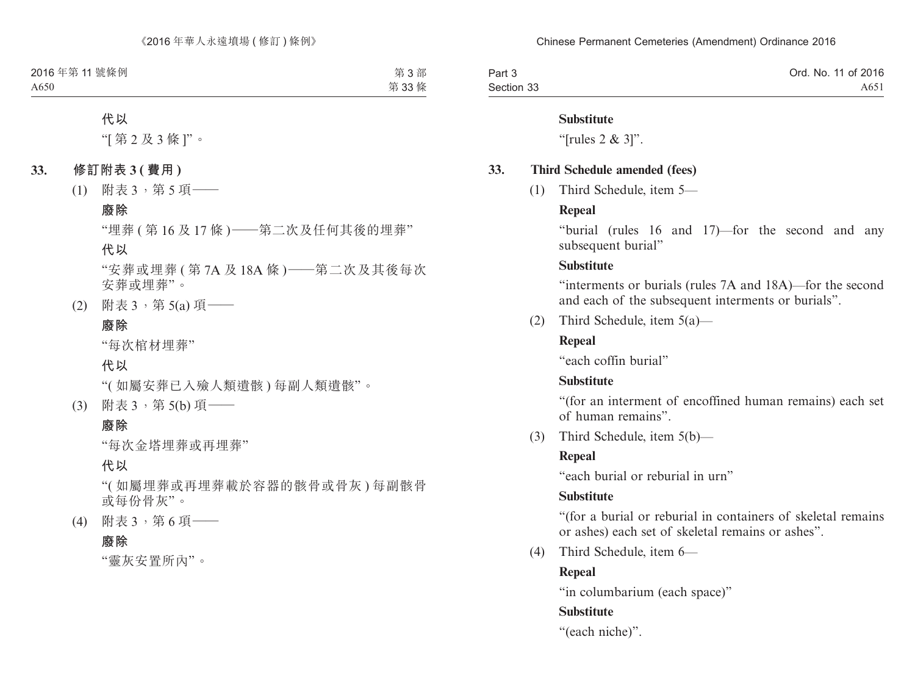**代以**

“[ 第 2 及 3 條 ]”。

## 33. 修訂附表 3 ( 費用 )

(1) 附表 3，第 5 項——

**廢除**

“埋葬 ( 第 16 及 17 條 )——第二次及任何其後的埋葬”

**代以**

“安葬或埋葬 ( 第 7A 及 18A 條 )——第二次及其後每次安葬或埋葬”。

(2) 附表 3，第 5(a) 項——

**廢除**

“每次棺材埋葬”

**代以**

“( 如屬安葬已入殮人類遺骸 ) 每副人類遺骸”。

(3) 附表 3，第 5(b) 項——

**廢除**

“每次金塔埋葬或再埋葬”

**代以**

“( 如屬埋葬或再埋葬載於容器的骸骨或骨灰 ) 每副骸骨或每份骨灰”。

(4) 附表 3，第 6 項——

**廢除**

“靈灰安置所內”。

**Substitute**

“[rules 2 & 3]”.

## 33. Third Schedule amended (fees)

(1) Third Schedule, item 5—

**Repeal**

“burial (rules 16 and 17)—for the second and any subsequent burial”

**Substitute**

“interments or burials (rules 7A and 18A)—for the second and each of the subsequent interments or burials”.

(2) Third Schedule, item 5(a)—

**Repeal**

“each coffin burial”

**Substitute**

“(for an interment of encoffined human remains) each set of human remains”.

(3) Third Schedule, item 5(b)—

**Repeal**

“each burial or reburial in urn”

**Substitute**

“(for a burial or reburial in containers of skeletal remains or ashes) each set of skeletal remains or ashes”.

(4) Third Schedule, item 6—

**Repeal**

“in columbarium (each space)”

**Substitute**

“(each niche)”.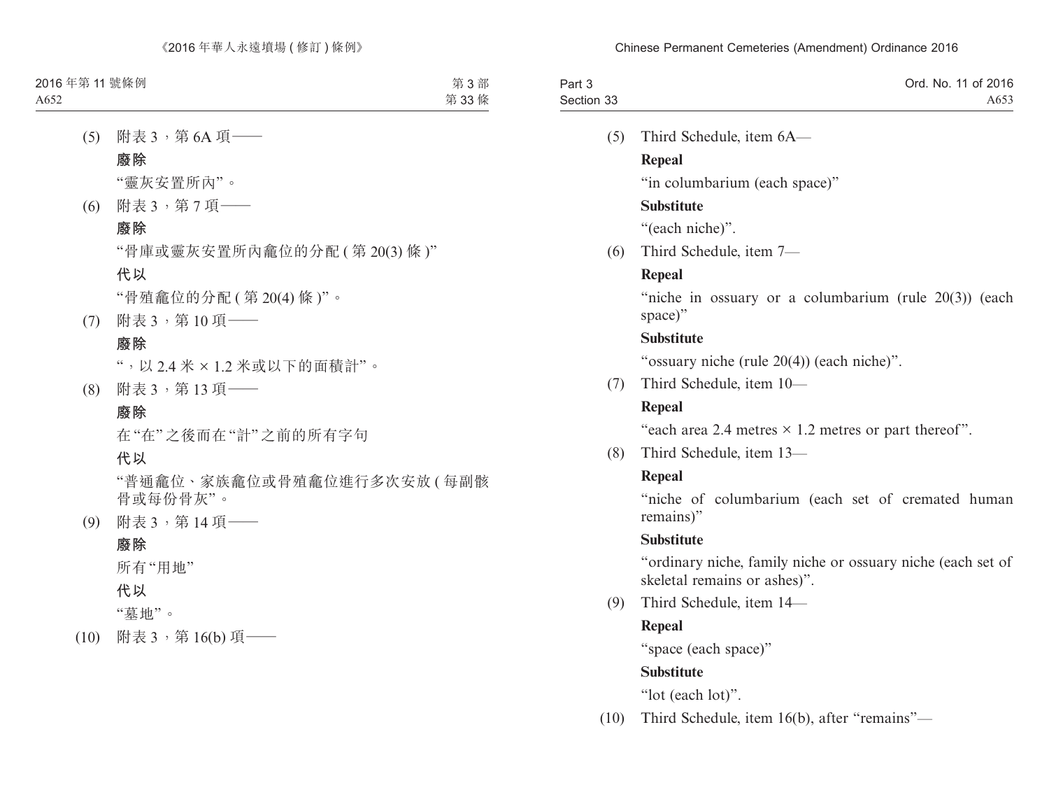(5) 附表 3，第 6A 項——

**廢除**

“靈灰安置所內”。

(6) 附表 3，第 7 項——

**廢除**

“骨庫或靈灰安置所內龕位的分配 ( 第 20(3) 條 )”

**代以**

“骨殖龕位的分配 ( 第 20(4) 條 )”。

(7) 附表 3，第 10 項——

**廢除**

“，以 2.4 米 × 1.2 米或以下的面積計”。

(8) 附表 3，第 13 項——

**廢除**

在“在”之後而在“計”之前的所有字句

**代以**

“普通龕位、家族龕位或骨殖龕位進行多次安放 ( 每副骸骨或每份骨灰”。

(9) 附表 3，第 14 項——

**廢除**

所有“用地”

**代以**

“墓地”。

(10) 附表 3，第 16(b) 項——

(5) Third Schedule, item 6A—

**Repeal**

“in columbarium (each space)”

**Substitute**

“(each niche)”.

(6) Third Schedule, item 7—

**Repeal**

“niche in ossuary or a columbarium (rule 20(3)) (each space)”

**Substitute**

“ossuary niche (rule 20(4)) (each niche)”.

(7) Third Schedule, item 10—

**Repeal**

“each area 2.4 metres × 1.2 metres or part thereof”.

(8) Third Schedule, item 13—

**Repeal**

“niche of columbarium (each set of cremated human remains)”

**Substitute**

“ordinary niche, family niche or ossuary niche (each set of skeletal remains or ashes)”.

(9) Third Schedule, item 14—

**Repeal**

“space (each space)”

**Substitute**

“lot (each lot)”.

(10) Third Schedule, item 16(b), after “remains”—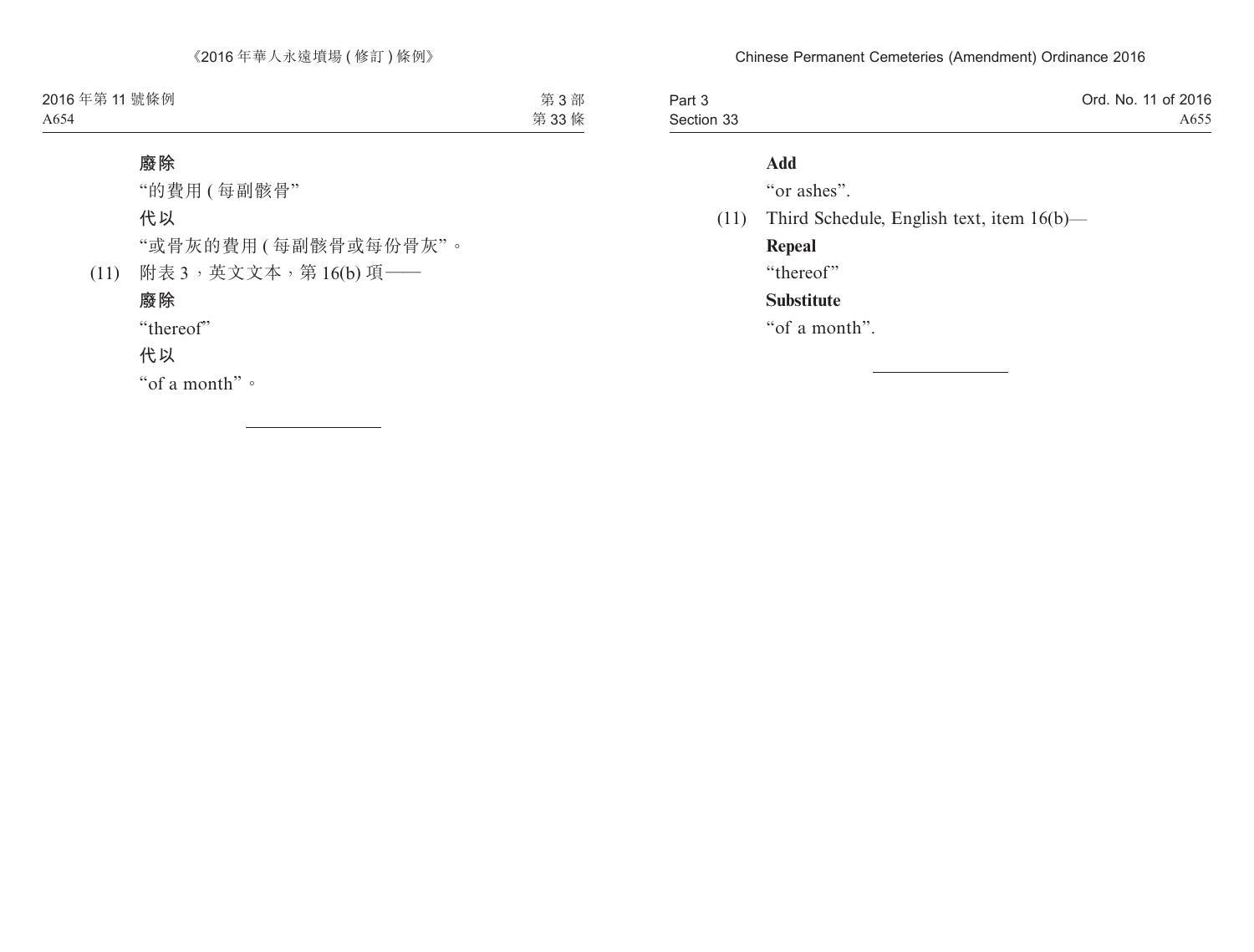**廢除**

"的費用 ( 每副骸骨"

**代以**

"或骨灰的費用 ( 每副骸骨或每份骨灰"。

(11) 附表 3，英文文本，第 16(b) 項——

**廢除**

"thereof"

**代以**

"of a month"。

---

**Add**

"or ashes".

(11) Third Schedule, English text, item 16(b)—

**Repeal**

"thereof"

**Substitute**

"of a month".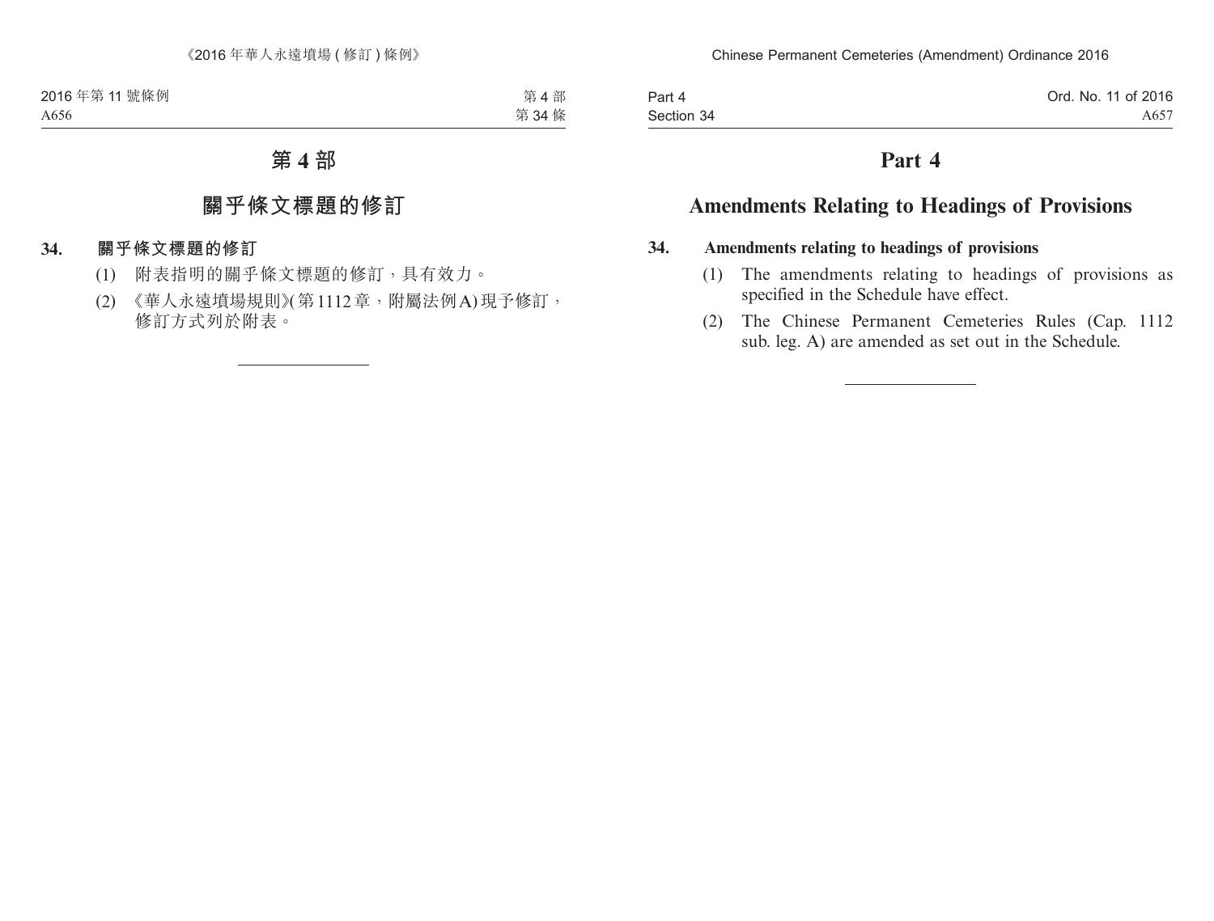# 第 4 部

## 關乎條文標題的修訂

### 34. 關乎條文標題的修訂

(1) 附表指明的關乎條文標題的修訂，具有效力。

(2) 《華人永遠墳場規則》(第 1112 章，附屬法例 A) 現予修訂，修訂方式列於附表。

# Part 4

## Amendments Relating to Headings of Provisions

### 34. Amendments relating to headings of provisions

(1) The amendments relating to headings of provisions as specified in the Schedule have effect.

(2) The Chinese Permanent Cemeteries Rules (Cap. 1112 sub. leg. A) are amended as set out in the Schedule.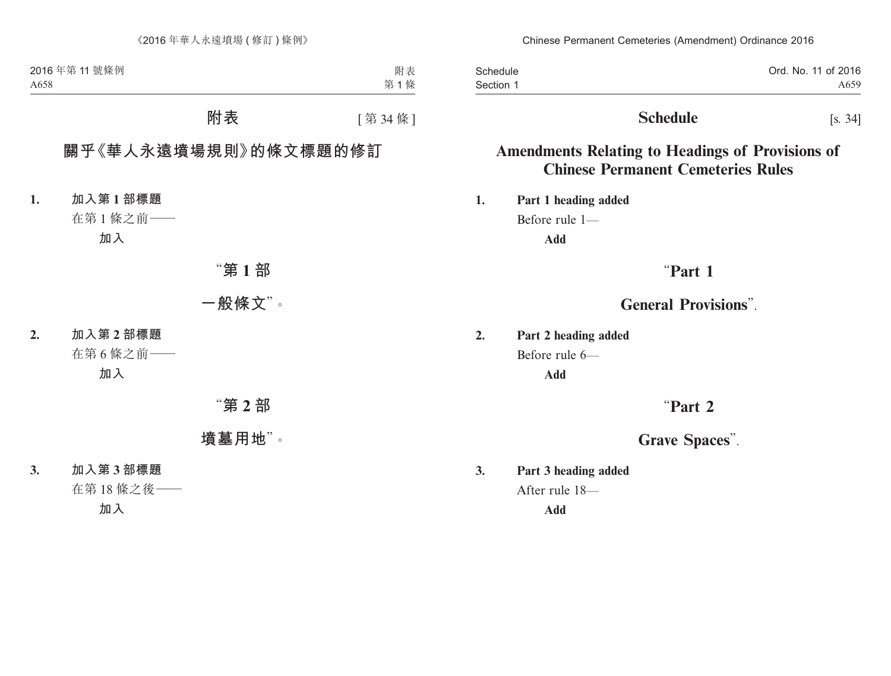# 附表 [第 34 條]

## 關乎《華人永遠墳場規則》的條文標題的修訂

**1. 加入第 1 部標題**

在第 1 條之前——

**加入**

**"第 1 部**

**一般條文"。**

**2. 加入第 2 部標題**

在第 6 條之前——

**加入**

**"第 2 部**

**墳墓用地"。**

**3. 加入第 3 部標題**

在第 18 條之後——

**加入**

# Schedule [s. 34]

## Amendments Relating to Headings of Provisions of Chinese Permanent Cemeteries Rules

**1. Part 1 heading added**

Before rule 1—

**Add**

**"Part 1**

**General Provisions".**

**2. Part 2 heading added**

Before rule 6—

**Add**

**"Part 2**

**Grave Spaces".**

**3. Part 3 heading added**

After rule 18—

**Add**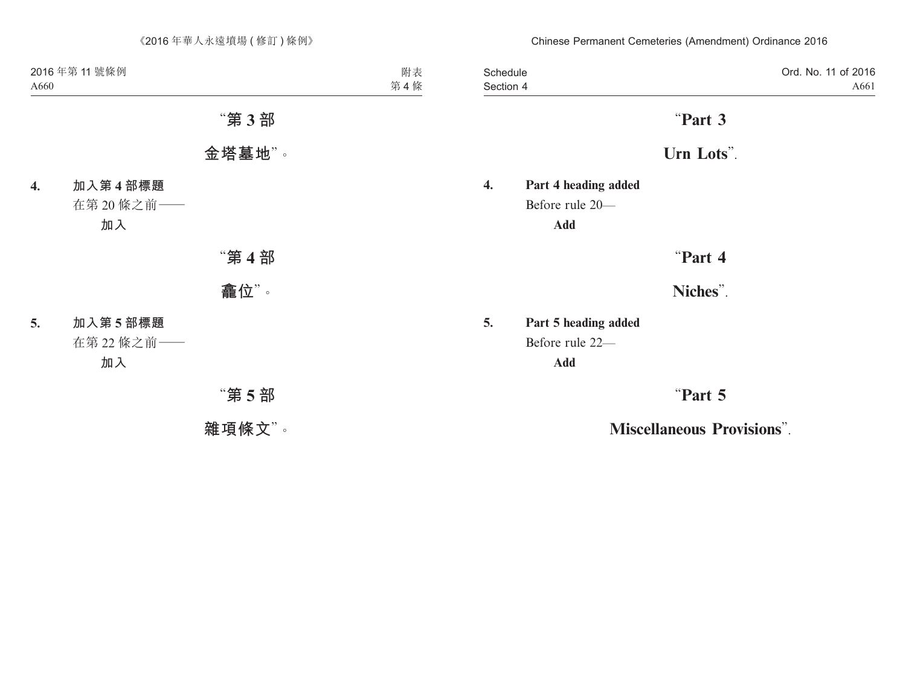“第 3 部

金塔墓地”。

**4. 加入第 4 部標題**

在第 20 條之前——

**加入**

“第 4 部

龕位”。

**5. 加入第 5 部標題**

在第 22 條之前——

**加入**

“第 5 部

雜項條文”。

“**Part 3**

**Urn Lots**”.

**4. Part 4 heading added**

Before rule 20—

**Add**

“**Part 4**

**Niches**”.

**5. Part 5 heading added**

Before rule 22—

**Add**

“**Part 5**

**Miscellaneous Provisions**”.